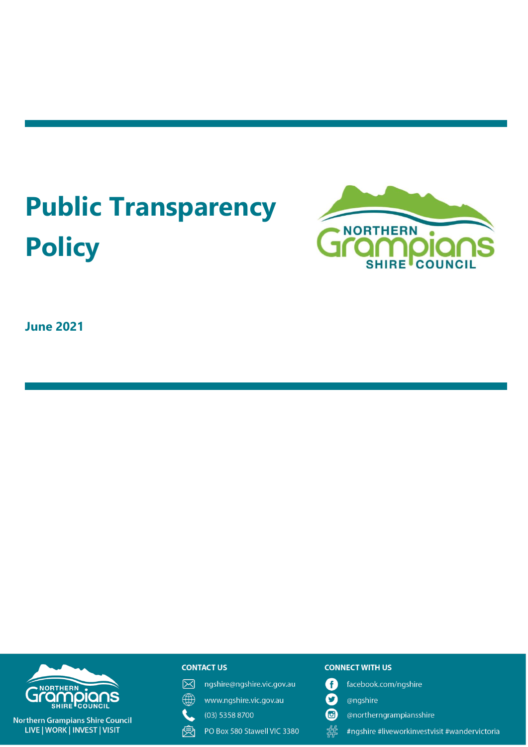# Public Transparency Policy

**June 2021**

**CONTACT US**

ngshire@ngshire.vic.gov.au

www.ngshire.vic.gov.au

(03) 5358 8700

PO Box 580 Stawell VIC 3380

**CONNECT WITH US**

facebook.com/ngshire

@ngshire

@northerngrampiansshire

#ngshire #liveworkinvestvisit #wandervictoria

Northern Grampians Shire Council
LIVE | WORK | INVEST | VISIT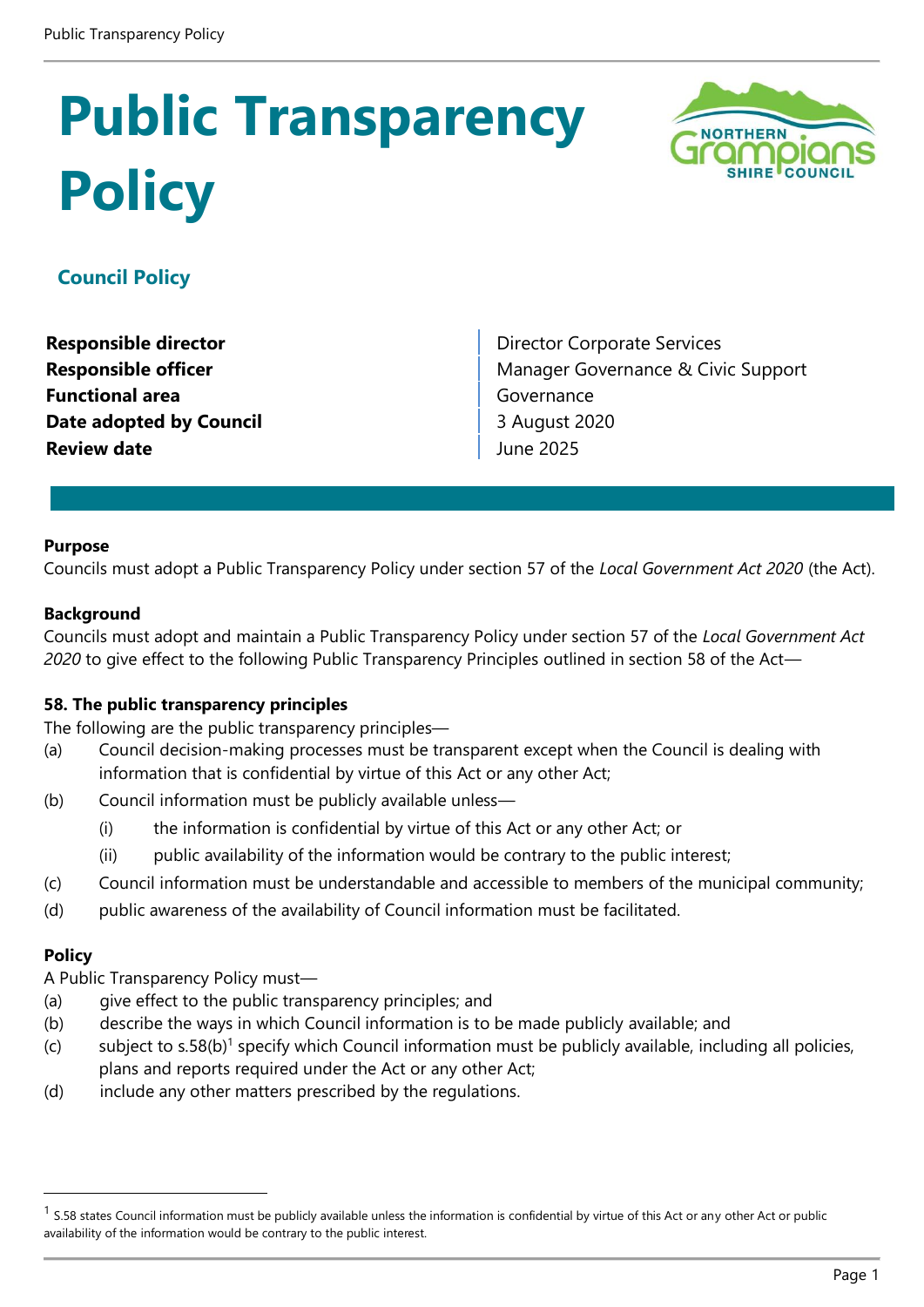# Public Transparency Policy

## Council Policy

| | |
|---|---|
| **Responsible director** | Director Corporate Services |
| **Responsible officer** | Manager Governance & Civic Support |
| **Functional area** | Governance |
| **Date adopted by Council** | 3 August 2020 |
| **Review date** | June 2025 |

**Purpose**

Councils must adopt a Public Transparency Policy under section 57 of the *Local Government Act 2020* (the Act).

**Background**

Councils must adopt and maintain a Public Transparency Policy under section 57 of the *Local Government Act 2020* to give effect to the following Public Transparency Principles outlined in section 58 of the Act—

**58. The public transparency principles**

The following are the public transparency principles—

(a) Council decision-making processes must be transparent except when the Council is dealing with information that is confidential by virtue of this Act or any other Act;

(b) Council information must be publicly available unless—

  (i) the information is confidential by virtue of this Act or any other Act; or

  (ii) public availability of the information would be contrary to the public interest;

(c) Council information must be understandable and accessible to members of the municipal community;

(d) public awareness of the availability of Council information must be facilitated.

**Policy**

A Public Transparency Policy must—

(a) give effect to the public transparency principles; and

(b) describe the ways in which Council information is to be made publicly available; and

(c) subject to s.58(b)[1] specify which Council information must be publicly available, including all policies, plans and reports required under the Act or any other Act;

(d) include any other matters prescribed by the regulations.

[1] S.58 states Council information must be publicly available unless the information is confidential by virtue of this Act or any other Act or public availability of the information would be contrary to the public interest.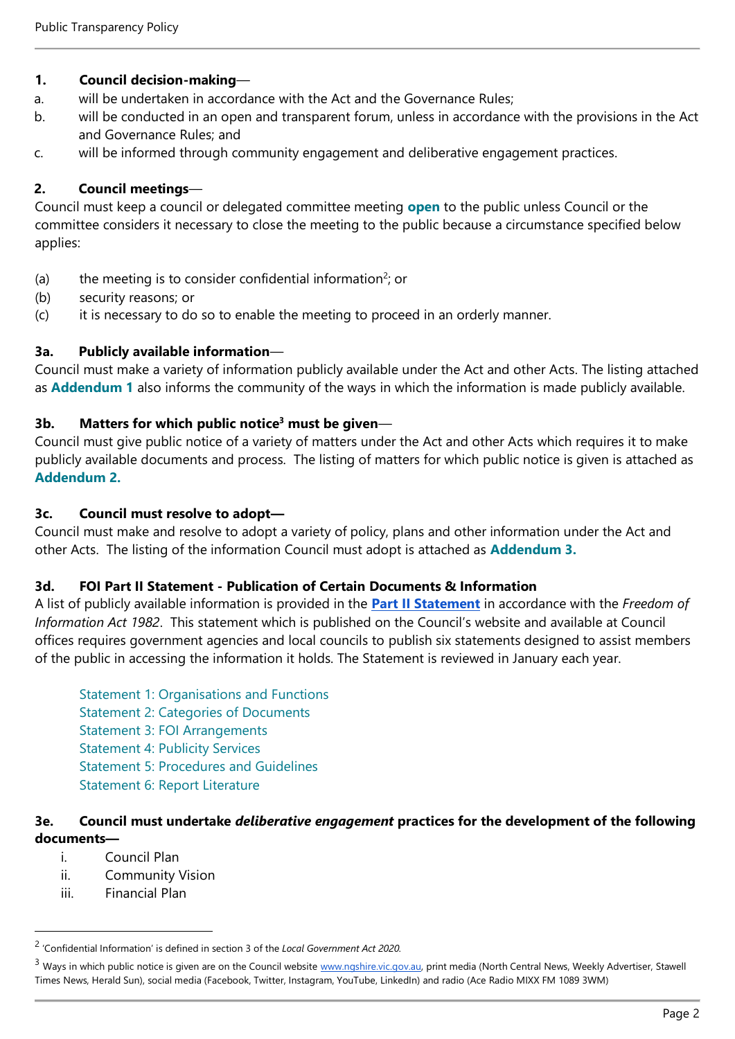**1. Council decision-making**—

a. will be undertaken in accordance with the Act and the Governance Rules;

b. will be conducted in an open and transparent forum, unless in accordance with the provisions in the Act and Governance Rules; and

c. will be informed through community engagement and deliberative engagement practices.

**2. Council meetings**—

Council must keep a council or delegated committee meeting **open** to the public unless Council or the committee considers it necessary to close the meeting to the public because a circumstance specified below applies:

(a) the meeting is to consider confidential information[2]; or

(b) security reasons; or

(c) it is necessary to do so to enable the meeting to proceed in an orderly manner.

**3a. Publicly available information**—

Council must make a variety of information publicly available under the Act and other Acts. The listing attached as **Addendum 1** also informs the community of the ways in which the information is made publicly available.

**3b. Matters for which public notice[3] must be given**—

Council must give public notice of a variety of matters under the Act and other Acts which requires it to make publicly available documents and process. The listing of matters for which public notice is given is attached as **Addendum 2.**

**3c. Council must resolve to adopt—**

Council must make and resolve to adopt a variety of policy, plans and other information under the Act and other Acts. The listing of the information Council must adopt is attached as **Addendum 3.**

**3d. FOI Part II Statement - Publication of Certain Documents & Information**

A list of publicly available information is provided in the **Part II Statement** in accordance with the *Freedom of Information Act 1982*. This statement which is published on the Council's website and available at Council offices requires government agencies and local councils to publish six statements designed to assist members of the public in accessing the information it holds. The Statement is reviewed in January each year.

- Statement 1: Organisations and Functions
- Statement 2: Categories of Documents
- Statement 3: FOI Arrangements
- Statement 4: Publicity Services
- Statement 5: Procedures and Guidelines
- Statement 6: Report Literature

**3e. Council must undertake *deliberative engagement* practices for the development of the following documents—**

i. Council Plan

ii. Community Vision

iii. Financial Plan

---

[2] 'Confidential Information' is defined in section 3 of the *Local Government Act 2020.*

[3] Ways in which public notice is given are on the Council website www.ngshire.vic.gov.au, print media (North Central News, Weekly Advertiser, Stawell Times News, Herald Sun), social media (Facebook, Twitter, Instagram, YouTube, LinkedIn) and radio (Ace Radio MIXX FM 1089 3WM)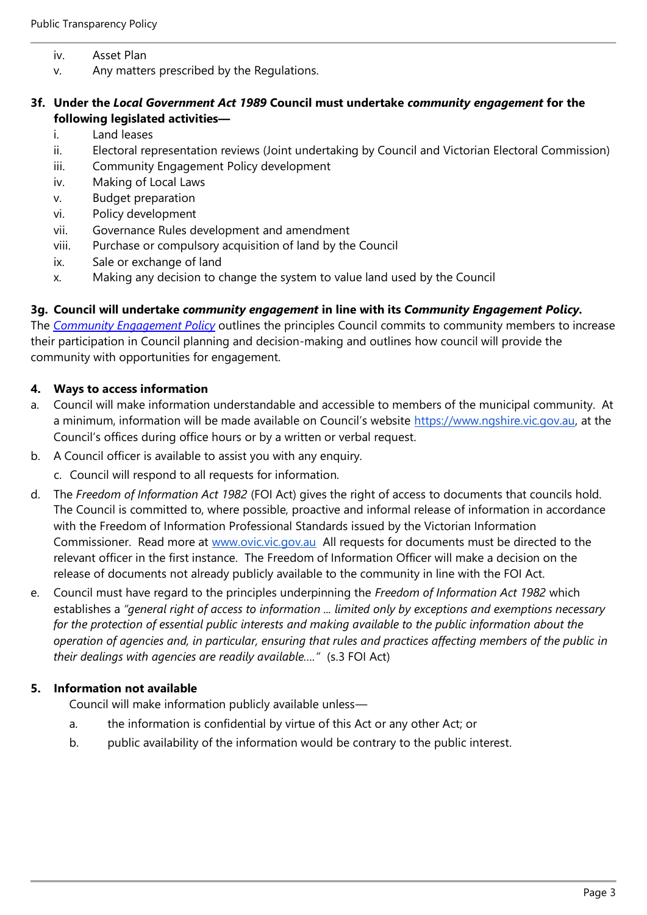iv. Asset Plan
   v. Any matters prescribed by the Regulations.

**3f. Under the *Local Government Act 1989* Council must undertake *community engagement* for the following legislated activities—**

   i. Land leases
   ii. Electoral representation reviews (Joint undertaking by Council and Victorian Electoral Commission)
   iii. Community Engagement Policy development
   iv. Making of Local Laws
   v. Budget preparation
   vi. Policy development
   vii. Governance Rules development and amendment
   viii. Purchase or compulsory acquisition of land by the Council
   ix. Sale or exchange of land
   x. Making any decision to change the system to value land used by the Council

**3g. Council will undertake *community engagement* in line with its *Community Engagement Policy*.**

The *Community Engagement Policy* outlines the principles Council commits to community members to increase their participation in Council planning and decision-making and outlines how council will provide the community with opportunities for engagement.

**4. Ways to access information**

a. Council will make information understandable and accessible to members of the municipal community. At a minimum, information will be made available on Council's website https://www.ngshire.vic.gov.au, at the Council's offices during office hours or by a written or verbal request.

b. A Council officer is available to assist you with any enquiry.

c. Council will respond to all requests for information.

d. The *Freedom of Information Act 1982* (FOI Act) gives the right of access to documents that councils hold. The Council is committed to, where possible, proactive and informal release of information in accordance with the Freedom of Information Professional Standards issued by the Victorian Information Commissioner. Read more at www.ovic.vic.gov.au All requests for documents must be directed to the relevant officer in the first instance. The Freedom of Information Officer will make a decision on the release of documents not already publicly available to the community in line with the FOI Act.

e. Council must have regard to the principles underpinning the *Freedom of Information Act 1982* which establishes a *"general right of access to information ... limited only by exceptions and exemptions necessary for the protection of essential public interests and making available to the public information about the operation of agencies and, in particular, ensuring that rules and practices affecting members of the public in their dealings with agencies are readily available…."* (s.3 FOI Act)

**5. Information not available**

Council will make information publicly available unless—

   a. the information is confidential by virtue of this Act or any other Act; or
   b. public availability of the information would be contrary to the public interest.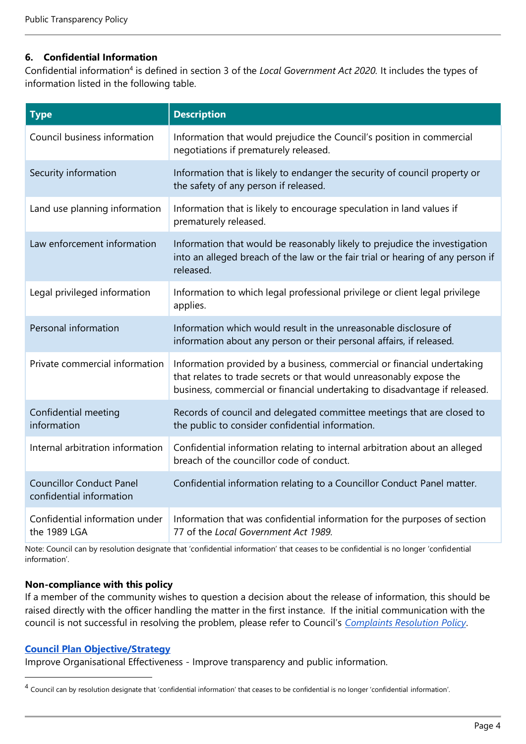### 6. Confidential Information

Confidential information[4] is defined in section 3 of the *Local Government Act 2020.* It includes the types of information listed in the following table.

| Type | Description |
|---|---|
| Council business information | Information that would prejudice the Council's position in commercial negotiations if prematurely released. |
| Security information | Information that is likely to endanger the security of council property or the safety of any person if released. |
| Land use planning information | Information that is likely to encourage speculation in land values if prematurely released. |
| Law enforcement information | Information that would be reasonably likely to prejudice the investigation into an alleged breach of the law or the fair trial or hearing of any person if released. |
| Legal privileged information | Information to which legal professional privilege or client legal privilege applies. |
| Personal information | Information which would result in the unreasonable disclosure of information about any person or their personal affairs, if released. |
| Private commercial information | Information provided by a business, commercial or financial undertaking that relates to trade secrets or that would unreasonably expose the business, commercial or financial undertaking to disadvantage if released. |
| Confidential meeting information | Records of council and delegated committee meetings that are closed to the public to consider confidential information. |
| Internal arbitration information | Confidential information relating to internal arbitration about an alleged breach of the councillor code of conduct. |
| Councillor Conduct Panel confidential information | Confidential information relating to a Councillor Conduct Panel matter. |
| Confidential information under the 1989 LGA | Information that was confidential information for the purposes of section 77 of the *Local Government Act 1989*. |

Note: Council can by resolution designate that 'confidential information' that ceases to be confidential is no longer 'confidential information'.

**Non-compliance with this policy**

If a member of the community wishes to question a decision about the release of information, this should be raised directly with the officer handling the matter in the first instance. If the initial communication with the council is not successful in resolving the problem, please refer to Council's *Complaints Resolution Policy*.

**Council Plan Objective/Strategy**

Improve Organisational Effectiveness - Improve transparency and public information.

[4] Council can by resolution designate that 'confidential information' that ceases to be confidential is no longer 'confidential information'.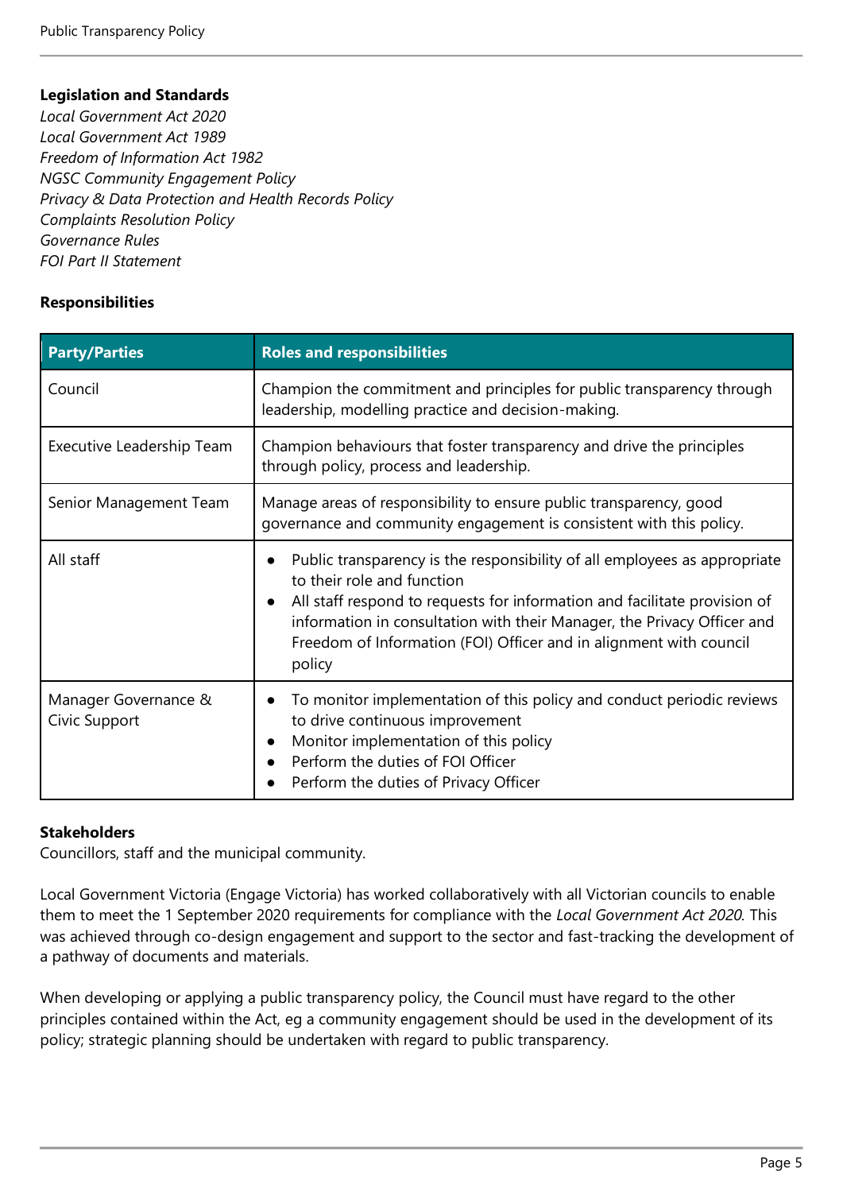**Legislation and Standards**

*Local Government Act 2020*
*Local Government Act 1989*
*Freedom of Information Act 1982*
*NGSC Community Engagement Policy*
*Privacy & Data Protection and Health Records Policy*
*Complaints Resolution Policy*
*Governance Rules*
*FOI Part II Statement*

**Responsibilities**

| Party/Parties | Roles and responsibilities |
|---|---|
| Council | Champion the commitment and principles for public transparency through leadership, modelling practice and decision-making. |
| Executive Leadership Team | Champion behaviours that foster transparency and drive the principles through policy, process and leadership. |
| Senior Management Team | Manage areas of responsibility to ensure public transparency, good governance and community engagement is consistent with this policy. |
| All staff | • Public transparency is the responsibility of all employees as appropriate to their role and function<br>• All staff respond to requests for information and facilitate provision of information in consultation with their Manager, the Privacy Officer and Freedom of Information (FOI) Officer and in alignment with council policy |
| Manager Governance & Civic Support | • To monitor implementation of this policy and conduct periodic reviews to drive continuous improvement<br>• Monitor implementation of this policy<br>• Perform the duties of FOI Officer<br>• Perform the duties of Privacy Officer |

**Stakeholders**

Councillors, staff and the municipal community.

Local Government Victoria (Engage Victoria) has worked collaboratively with all Victorian councils to enable them to meet the 1 September 2020 requirements for compliance with the *Local Government Act 2020.* This was achieved through co-design engagement and support to the sector and fast-tracking the development of a pathway of documents and materials.

When developing or applying a public transparency policy, the Council must have regard to the other principles contained within the Act, eg a community engagement should be used in the development of its policy; strategic planning should be undertaken with regard to public transparency.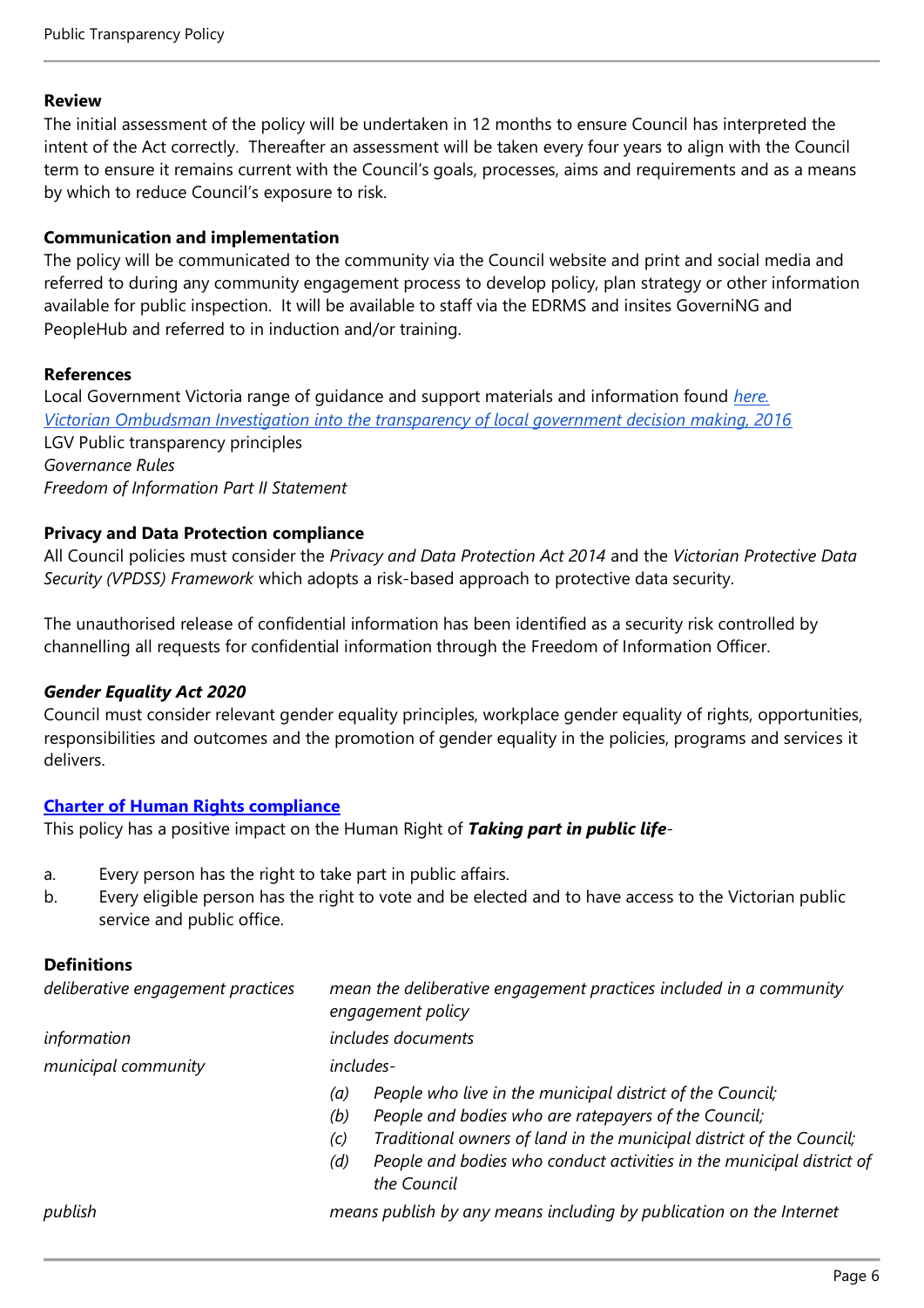**Review**

The initial assessment of the policy will be undertaken in 12 months to ensure Council has interpreted the intent of the Act correctly. Thereafter an assessment will be taken every four years to align with the Council term to ensure it remains current with the Council's goals, processes, aims and requirements and as a means by which to reduce Council's exposure to risk.

**Communication and implementation**

The policy will be communicated to the community via the Council website and print and social media and referred to during any community engagement process to develop policy, plan strategy or other information available for public inspection. It will be available to staff via the EDRMS and insites GoverniNG and PeopleHub and referred to in induction and/or training.

**References**

Local Government Victoria range of guidance and support materials and information found *here.*
*Victorian Ombudsman Investigation into the transparency of local government decision making, 2016*
LGV Public transparency principles
*Governance Rules*
*Freedom of Information Part II Statement*

**Privacy and Data Protection compliance**

All Council policies must consider the *Privacy and Data Protection Act 2014* and the *Victorian Protective Data Security (VPDSS) Framework* which adopts a risk-based approach to protective data security.

The unauthorised release of confidential information has been identified as a security risk controlled by channelling all requests for confidential information through the Freedom of Information Officer.

***Gender Equality Act 2020***

Council must consider relevant gender equality principles, workplace gender equality of rights, opportunities, responsibilities and outcomes and the promotion of gender equality in the policies, programs and services it delivers.

**Charter of Human Rights compliance**

This policy has a positive impact on the Human Right of ***Taking part in public life***-

a. Every person has the right to take part in public affairs.
b. Every eligible person has the right to vote and be elected and to have access to the Victorian public service and public office.

**Definitions**

| | |
|---|---|
| *deliberative engagement practices* | *mean the deliberative engagement practices included in a community engagement policy* |
| *information* | *includes documents* |
| *municipal community* | *includes-* (a) *People who live in the municipal district of the Council;* (b) *People and bodies who are ratepayers of the Council;* (c) *Traditional owners of land in the municipal district of the Council;* (d) *People and bodies who conduct activities in the municipal district of the Council* |
| *publish* | *means publish by any means including by publication on the Internet* |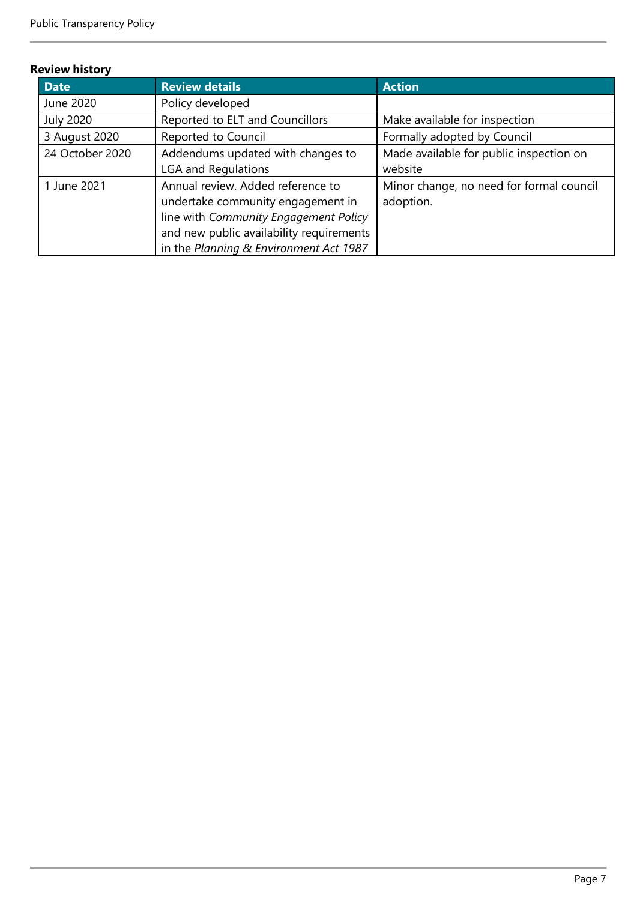**Review history**

| Date | Review details | Action |
|---|---|---|
| June 2020 | Policy developed | |
| July 2020 | Reported to ELT and Councillors | Make available for inspection |
| 3 August 2020 | Reported to Council | Formally adopted by Council |
| 24 October 2020 | Addendums updated with changes to LGA and Regulations | Made available for public inspection on website |
| 1 June 2021 | Annual review. Added reference to undertake community engagement in line with *Community Engagement Policy* and new public availability requirements in the *Planning & Environment Act 1987* | Minor change, no need for formal council adoption. |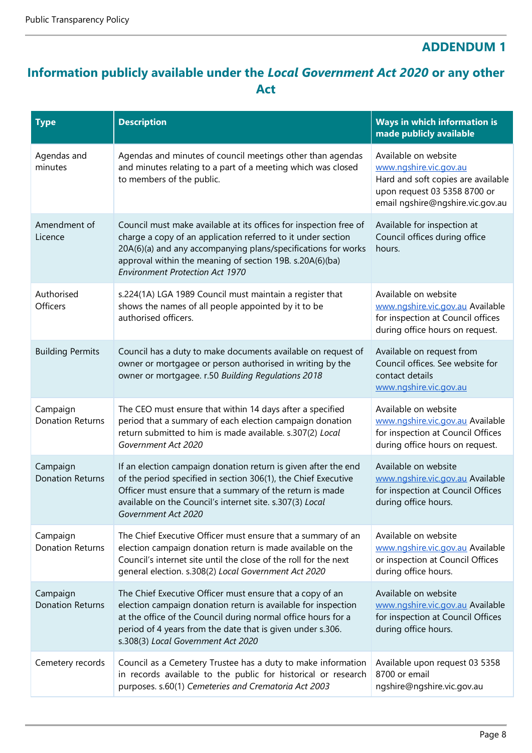## ADDENDUM 1

## Information publicly available under the *Local Government Act 2020* or any other Act

| Type | Description | Ways in which information is made publicly available |
|---|---|---|
| Agendas and minutes | Agendas and minutes of council meetings other than agendas and minutes relating to a part of a meeting which was closed to members of the public. | Available on website www.ngshire.vic.gov.au Hard and soft copies are available upon request 03 5358 8700 or email ngshire@ngshire.vic.gov.au |
| Amendment of Licence | Council must make available at its offices for inspection free of charge a copy of an application referred to it under section 20A(6)(a) and any accompanying plans/specifications for works approval within the meaning of section 19B. s.20A(6)(ba) *Environment Protection Act 1970* | Available for inspection at Council offices during office hours. |
| Authorised Officers | s.224(1A) LGA 1989 Council must maintain a register that shows the names of all people appointed by it to be authorised officers. | Available on website www.ngshire.vic.gov.au Available for inspection at Council offices during office hours on request. |
| Building Permits | Council has a duty to make documents available on request of owner or mortgagee or person authorised in writing by the owner or mortgagee. r.50 *Building Regulations 2018* | Available on request from Council offices. See website for contact details www.ngshire.vic.gov.au |
| Campaign Donation Returns | The CEO must ensure that within 14 days after a specified period that a summary of each election campaign donation return submitted to him is made available. s.307(2) *Local Government Act 2020* | Available on website www.ngshire.vic.gov.au Available for inspection at Council Offices during office hours on request. |
| Campaign Donation Returns | If an election campaign donation return is given after the end of the period specified in section 306(1), the Chief Executive Officer must ensure that a summary of the return is made available on the Council's internet site. s.307(3) *Local Government Act 2020* | Available on website www.ngshire.vic.gov.au Available for inspection at Council Offices during office hours. |
| Campaign Donation Returns | The Chief Executive Officer must ensure that a summary of an election campaign donation return is made available on the Council's internet site until the close of the roll for the next general election. s.308(2) *Local Government Act 2020* | Available on website www.ngshire.vic.gov.au Available or inspection at Council Offices during office hours. |
| Campaign Donation Returns | The Chief Executive Officer must ensure that a copy of an election campaign donation return is available for inspection at the office of the Council during normal office hours for a period of 4 years from the date that is given under s.306. s.308(3) *Local Government Act 2020* | Available on website www.ngshire.vic.gov.au Available for inspection at Council Offices during office hours. |
| Cemetery records | Council as a Cemetery Trustee has a duty to make information in records available to the public for historical or research purposes. s.60(1) *Cemeteries and Crematoria Act 2003* | Available upon request 03 5358 8700 or email ngshire@ngshire.vic.gov.au |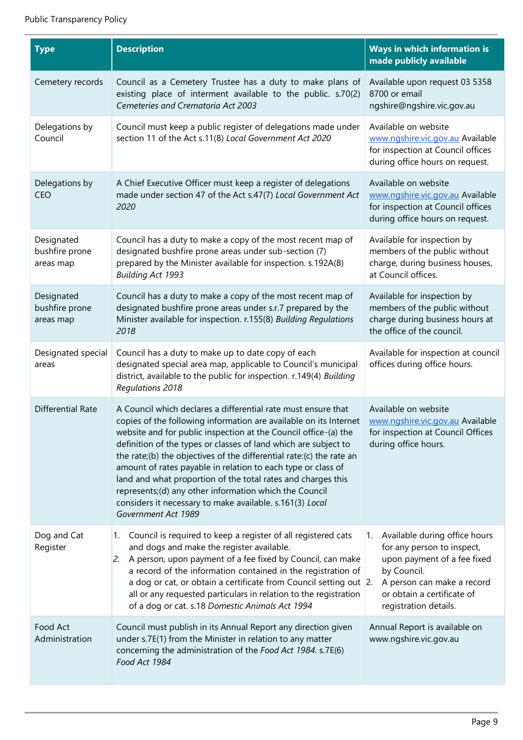| Type | Description | Ways in which information is made publicly available |
|---|---|---|
| Cemetery records | Council as a Cemetery Trustee has a duty to make plans of existing place of interment available to the public. s.70(2) *Cemeteries and Crematoria Act 2003* | Available upon request 03 5358 8700 or email ngshire@ngshire.vic.gov.au |
| Delegations by Council | Council must keep a public register of delegations made under section 11 of the Act s.11(8) *Local Government Act 2020* | Available on website www.ngshire.vic.gov.au Available for inspection at Council offices during office hours on request. |
| Delegations by CEO | A Chief Executive Officer must keep a register of delegations made under section 47 of the Act s.47(7) *Local Government Act 2020* | Available on website www.ngshire.vic.gov.au Available for inspection at Council offices during office hours on request. |
| Designated bushfire prone areas map | Council has a duty to make a copy of the most recent map of designated bushfire prone areas under sub-section (7) prepared by the Minister available for inspection. s.192A(8) *Building Act 1993* | Available for inspection by members of the public without charge, during business houses, at Council offices. |
| Designated bushfire prone areas map | Council has a duty to make a copy of the most recent map of designated bushfire prone areas under s.r.7 prepared by the Minister available for inspection. r.155(8) *Building Regulations 2018* | Available for inspection by members of the public without charge during business hours at the office of the council. |
| Designated special areas | Council has a duty to make up to date copy of each designated special area map, applicable to Council's municipal district, available to the public for inspection. r.149(4) *Building Regulations 2018* | Available for inspection at council offices during office hours. |
| Differential Rate | A Council which declares a differential rate must ensure that copies of the following information are available on its Internet website and for public inspection at the Council office-(a) the definition of the types or classes of land which are subject to the rate;(b) the objectives of the differential rate:(c) the rate an amount of rates payable in relation to each type or class of land and what proportion of the total rates and charges this represents;(d) any other information which the Council considers it necessary to make available. s.161(3) *Local Government Act 1989* | Available on website www.ngshire.vic.gov.au Available for inspection at Council Offices during office hours. |
| Dog and Cat Register | 1. Council is required to keep a register of all registered cats and dogs and make the register available.<br>2. A person, upon payment of a fee fixed by Council, can make a record of the information contained in the registration of a dog or cat, or obtain a certificate from Council setting out all or any requested particulars in relation to the registration of a dog or cat. s.18 *Domestic Animals Act 1994* | 1. Available during office hours for any person to inspect, upon payment of a fee fixed by Council.<br>2. A person can make a record or obtain a certificate of registration details. |
| Food Act Administration | Council must publish in its Annual Report any direction given under s.7E(1) from the Minister in relation to any matter concerning the administration of the *Food Act 1984*. s.7E(6) *Food Act 1984* | Annual Report is available on www.ngshire.vic.gov.au |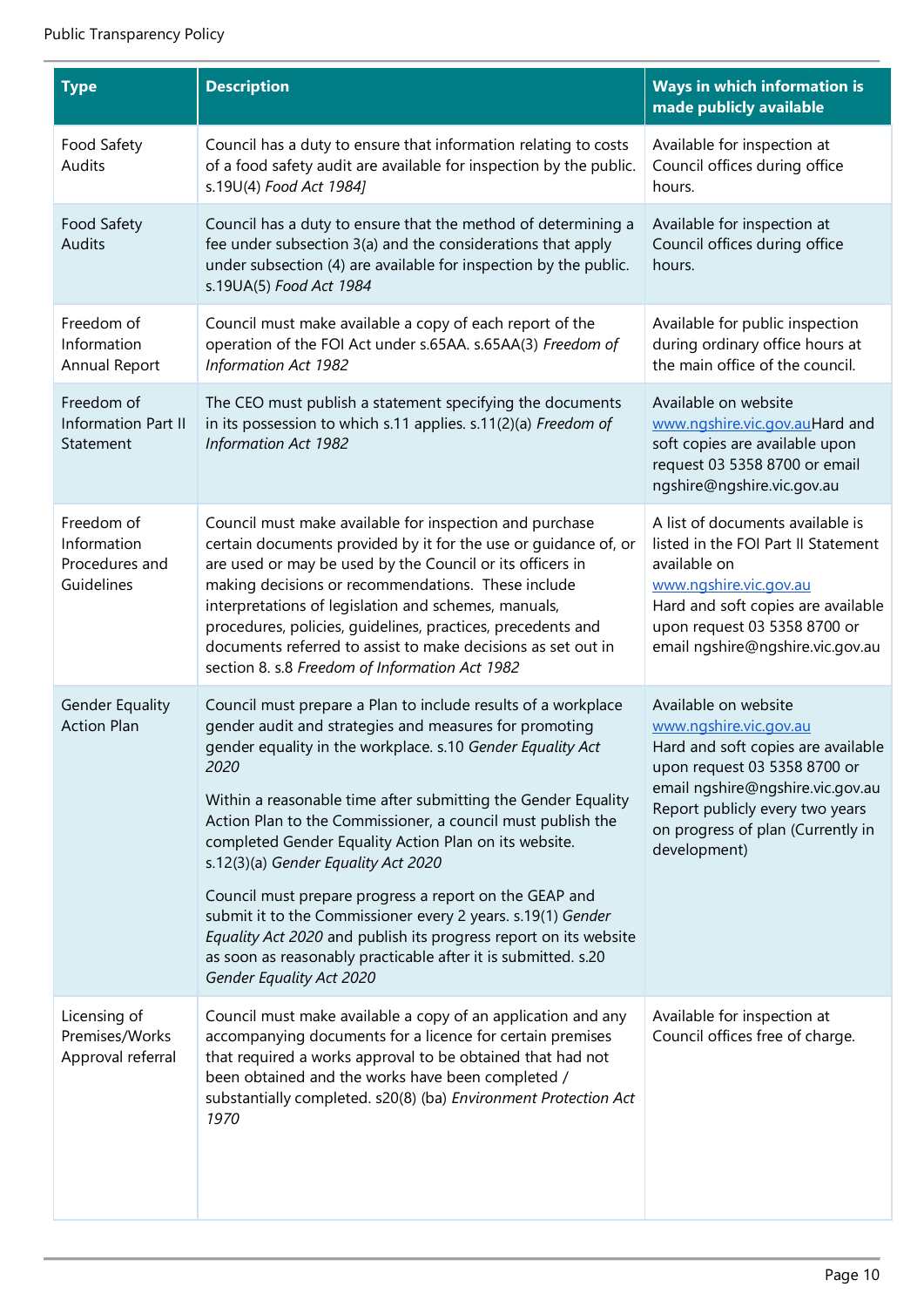| Type | Description | Ways in which information is made publicly available |
|---|---|---|
| Food Safety Audits | Council has a duty to ensure that information relating to costs of a food safety audit are available for inspection by the public. s.19U(4) *Food Act 1984]* | Available for inspection at Council offices during office hours. |
| Food Safety Audits | Council has a duty to ensure that the method of determining a fee under subsection 3(a) and the considerations that apply under subsection (4) are available for inspection by the public. s.19UA(5) *Food Act 1984* | Available for inspection at Council offices during office hours. |
| Freedom of Information Annual Report | Council must make available a copy of each report of the operation of the FOI Act under s.65AA. s.65AA(3) *Freedom of Information Act 1982* | Available for public inspection during ordinary office hours at the main office of the council. |
| Freedom of Information Part II Statement | The CEO must publish a statement specifying the documents in its possession to which s.11 applies. s.11(2)(a) *Freedom of Information Act 1982* | Available on website www.ngshire.vic.gov.auHard and soft copies are available upon request 03 5358 8700 or email ngshire@ngshire.vic.gov.au |
| Freedom of Information Procedures and Guidelines | Council must make available for inspection and purchase certain documents provided by it for the use or guidance of, or are used or may be used by the Council or its officers in making decisions or recommendations. These include interpretations of legislation and schemes, manuals, procedures, policies, guidelines, practices, precedents and documents referred to assist to make decisions as set out in section 8. s.8 *Freedom of Information Act 1982* | A list of documents available is listed in the FOI Part II Statement available on www.ngshire.vic.gov.au Hard and soft copies are available upon request 03 5358 8700 or email ngshire@ngshire.vic.gov.au |
| Gender Equality Action Plan | Council must prepare a Plan to include results of a workplace gender audit and strategies and measures for promoting gender equality in the workplace. s.10 *Gender Equality Act 2020*<br><br>Within a reasonable time after submitting the Gender Equality Action Plan to the Commissioner, a council must publish the completed Gender Equality Action Plan on its website. s.12(3)(a) *Gender Equality Act 2020*<br><br>Council must prepare progress a report on the GEAP and submit it to the Commissioner every 2 years. s.19(1) *Gender Equality Act 2020* and publish its progress report on its website as soon as reasonably practicable after it is submitted. s.20 *Gender Equality Act 2020* | Available on website www.ngshire.vic.gov.au Hard and soft copies are available upon request 03 5358 8700 or email ngshire@ngshire.vic.gov.au Report publicly every two years on progress of plan (Currently in development) |
| Licensing of Premises/Works Approval referral | Council must make available a copy of an application and any accompanying documents for a licence for certain premises that required a works approval to be obtained that had not been obtained and the works have been completed / substantially completed. s20(8) (ba) *Environment Protection Act 1970* | Available for inspection at Council offices free of charge. |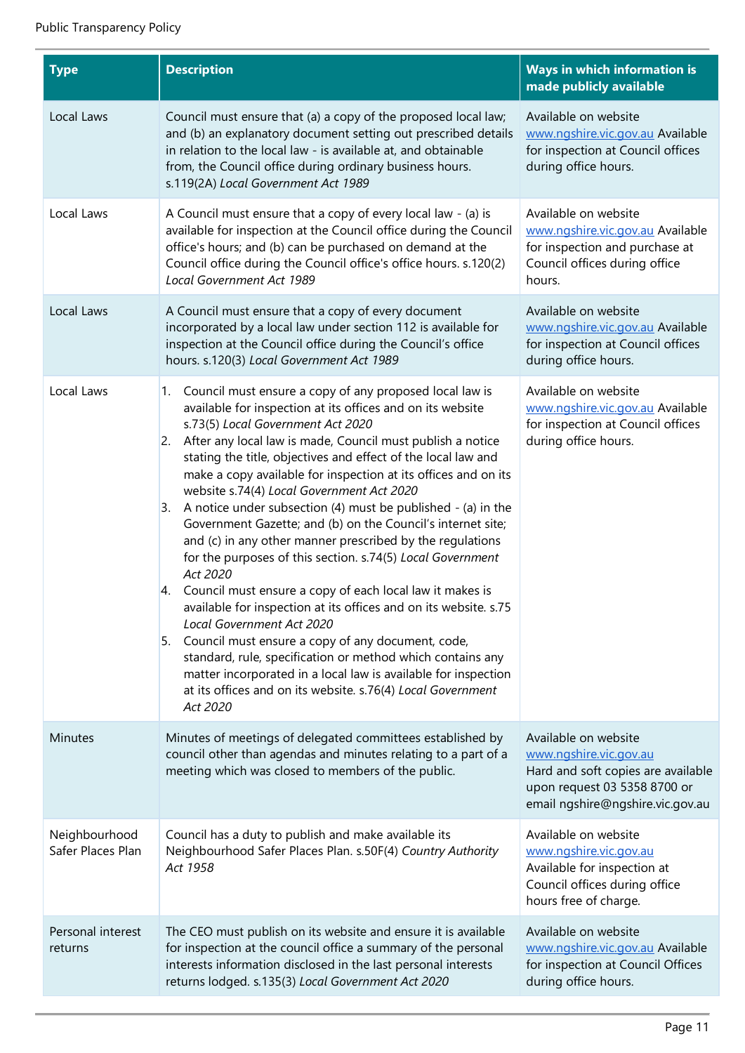| Type | Description | Ways in which information is made publicly available |
|---|---|---|
| Local Laws | Council must ensure that (a) a copy of the proposed local law; and (b) an explanatory document setting out prescribed details in relation to the local law - is available at, and obtainable from, the Council office during ordinary business hours. s.119(2A) *Local Government Act 1989* | Available on website www.ngshire.vic.gov.au Available for inspection at Council offices during office hours. |
| Local Laws | A Council must ensure that a copy of every local law - (a) is available for inspection at the Council office during the Council office's hours; and (b) can be purchased on demand at the Council office during the Council office's office hours. s.120(2) *Local Government Act 1989* | Available on website www.ngshire.vic.gov.au Available for inspection and purchase at Council offices during office hours. |
| Local Laws | A Council must ensure that a copy of every document incorporated by a local law under section 112 is available for inspection at the Council office during the Council's office hours. s.120(3) *Local Government Act 1989* | Available on website www.ngshire.vic.gov.au Available for inspection at Council offices during office hours. |
| Local Laws | 1. Council must ensure a copy of any proposed local law is available for inspection at its offices and on its website s.73(5) *Local Government Act 2020*<br>2. After any local law is made, Council must publish a notice stating the title, objectives and effect of the local law and make a copy available for inspection at its offices and on its website s.74(4) *Local Government Act 2020*<br>3. A notice under subsection (4) must be published - (a) in the Government Gazette; and (b) on the Council's internet site; and (c) in any other manner prescribed by the regulations for the purposes of this section. s.74(5) *Local Government Act 2020*<br>4. Council must ensure a copy of each local law it makes is available for inspection at its offices and on its website. s.75 *Local Government Act 2020*<br>5. Council must ensure a copy of any document, code, standard, rule, specification or method which contains any matter incorporated in a local law is available for inspection at its offices and on its website. s.76(4) *Local Government Act 2020* | Available on website www.ngshire.vic.gov.au Available for inspection at Council offices during office hours. |
| Minutes | Minutes of meetings of delegated committees established by council other than agendas and minutes relating to a part of a meeting which was closed to members of the public. | Available on website www.ngshire.vic.gov.au Hard and soft copies are available upon request 03 5358 8700 or email ngshire@ngshire.vic.gov.au |
| Neighbourhood Safer Places Plan | Council has a duty to publish and make available its Neighbourhood Safer Places Plan. s.50F(4) *Country Authority Act 1958* | Available on website www.ngshire.vic.gov.au Available for inspection at Council offices during office hours free of charge. |
| Personal interest returns | The CEO must publish on its website and ensure it is available for inspection at the council office a summary of the personal interests information disclosed in the last personal interests returns lodged. s.135(3) *Local Government Act 2020* | Available on website www.ngshire.vic.gov.au Available for inspection at Council Offices during office hours. |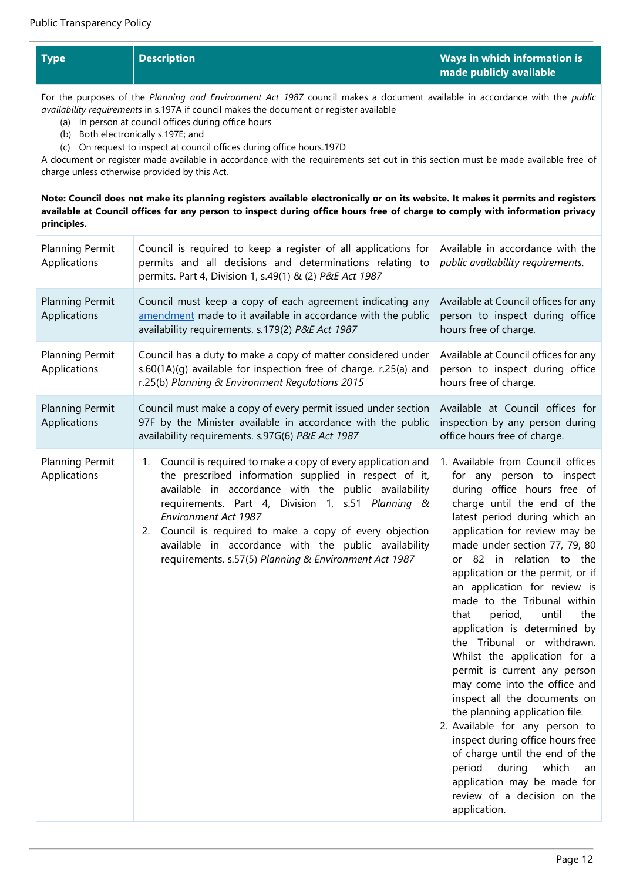| Type | Description | Ways in which information is made publicly available |
|---|---|---|
| For the purposes of the *Planning and Environment Act 1987* council makes a document available in accordance with the *public availability requirements* in s.197A if council makes the document or register available- (a) In person at council offices during office hours (b) Both electronically s.197E; and (c) On request to inspect at council offices during office hours.197D A document or register made available in accordance with the requirements set out in this section must be made available free of charge unless otherwise provided by this Act. **Note: Council does not make its planning registers available electronically or on its website. It makes it permits and registers available at Council offices for any person to inspect during office hours free of charge to comply with information privacy principles.** | | |
| Planning Permit Applications | Council is required to keep a register of all applications for permits and all decisions and determinations relating to permits. Part 4, Division 1, s.49(1) & (2) *P&E Act 1987* | Available in accordance with the *public availability requirements.* |
| Planning Permit Applications | Council must keep a copy of each agreement indicating any amendment made to it available in accordance with the public availability requirements. s.179(2) *P&E Act 1987* | Available at Council offices for any person to inspect during office hours free of charge. |
| Planning Permit Applications | Council has a duty to make a copy of matter considered under s.60(1A)(g) available for inspection free of charge. r.25(a) and r.25(b) *Planning & Environment Regulations 2015* | Available at Council offices for any person to inspect during office hours free of charge. |
| Planning Permit Applications | Council must make a copy of every permit issued under section 97F by the Minister available in accordance with the public availability requirements. s.97G(6) *P&E Act 1987* | Available at Council offices for inspection by any person during office hours free of charge. |
| Planning Permit Applications | 1. Council is required to make a copy of every application and the prescribed information supplied in respect of it, available in accordance with the public availability requirements. Part 4, Division 1, s.51 *Planning & Environment Act 1987* <br> 2. Council is required to make a copy of every objection available in accordance with the public availability requirements. s.57(5) *Planning & Environment Act 1987* | 1. Available from Council offices for any person to inspect during office hours free of charge until the end of the latest period during which an application for review may be made under section 77, 79, 80 or 82 in relation to the application or the permit, or if an application for review is made to the Tribunal within that period, until the application is determined by the Tribunal or withdrawn. Whilst the application for a permit is current any person may come into the office and inspect all the documents on the planning application file. <br> 2. Available for any person to inspect during office hours free of charge until the end of the period during which an application may be made for review of a decision on the application. |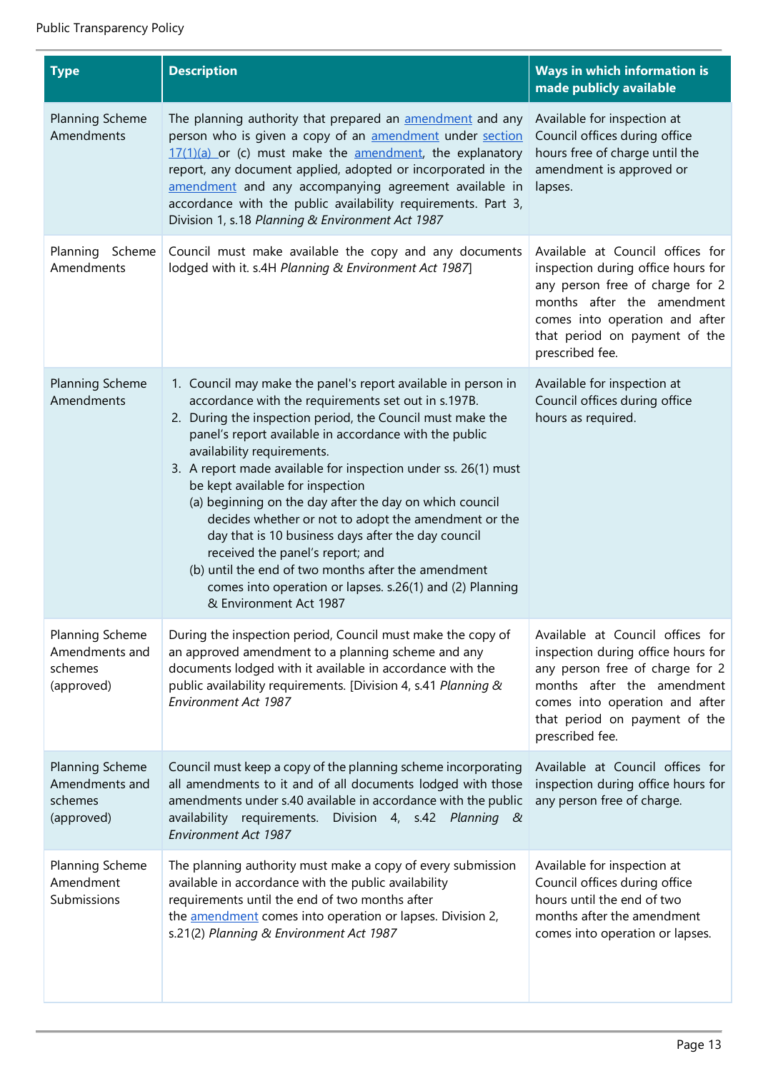| Type | Description | Ways in which information is made publicly available |
|---|---|---|
| Planning Scheme Amendments | The planning authority that prepared an amendment and any person who is given a copy of an amendment under section 17(1)(a) or (c) must make the amendment, the explanatory report, any document applied, adopted or incorporated in the amendment and any accompanying agreement available in accordance with the public availability requirements. Part 3, Division 1, s.18 *Planning & Environment Act 1987* | Available for inspection at Council offices during office hours free of charge until the amendment is approved or lapses. |
| Planning Scheme Amendments | Council must make available the copy and any documents lodged with it. s.4H *Planning & Environment Act 1987*] | Available at Council offices for inspection during office hours for any person free of charge for 2 months after the amendment comes into operation and after that period on payment of the prescribed fee. |
| Planning Scheme Amendments | 1. Council may make the panel's report available in person in accordance with the requirements set out in s.197B.<br>2. During the inspection period, the Council must make the panel's report available in accordance with the public availability requirements.<br>3. A report made available for inspection under ss. 26(1) must be kept available for inspection<br>(a) beginning on the day after the day on which council decides whether or not to adopt the amendment or the day that is 10 business days after the day council received the panel's report; and<br>(b) until the end of two months after the amendment comes into operation or lapses. s.26(1) and (2) Planning & Environment Act 1987 | Available for inspection at Council offices during office hours as required. |
| Planning Scheme Amendments and schemes (approved) | During the inspection period, Council must make the copy of an approved amendment to a planning scheme and any documents lodged with it available in accordance with the public availability requirements. [Division 4, s.41 *Planning & Environment Act 1987* | Available at Council offices for inspection during office hours for any person free of charge for 2 months after the amendment comes into operation and after that period on payment of the prescribed fee. |
| Planning Scheme Amendments and schemes (approved) | Council must keep a copy of the planning scheme incorporating all amendments to it and of all documents lodged with those amendments under s.40 available in accordance with the public availability requirements. Division 4, s.42 *Planning & Environment Act 1987* | Available at Council offices for inspection during office hours for any person free of charge. |
| Planning Scheme Amendment Submissions | The planning authority must make a copy of every submission available in accordance with the public availability requirements until the end of two months after the amendment comes into operation or lapses. Division 2, s.21(2) *Planning & Environment Act 1987* | Available for inspection at Council offices during office hours until the end of two months after the amendment comes into operation or lapses. |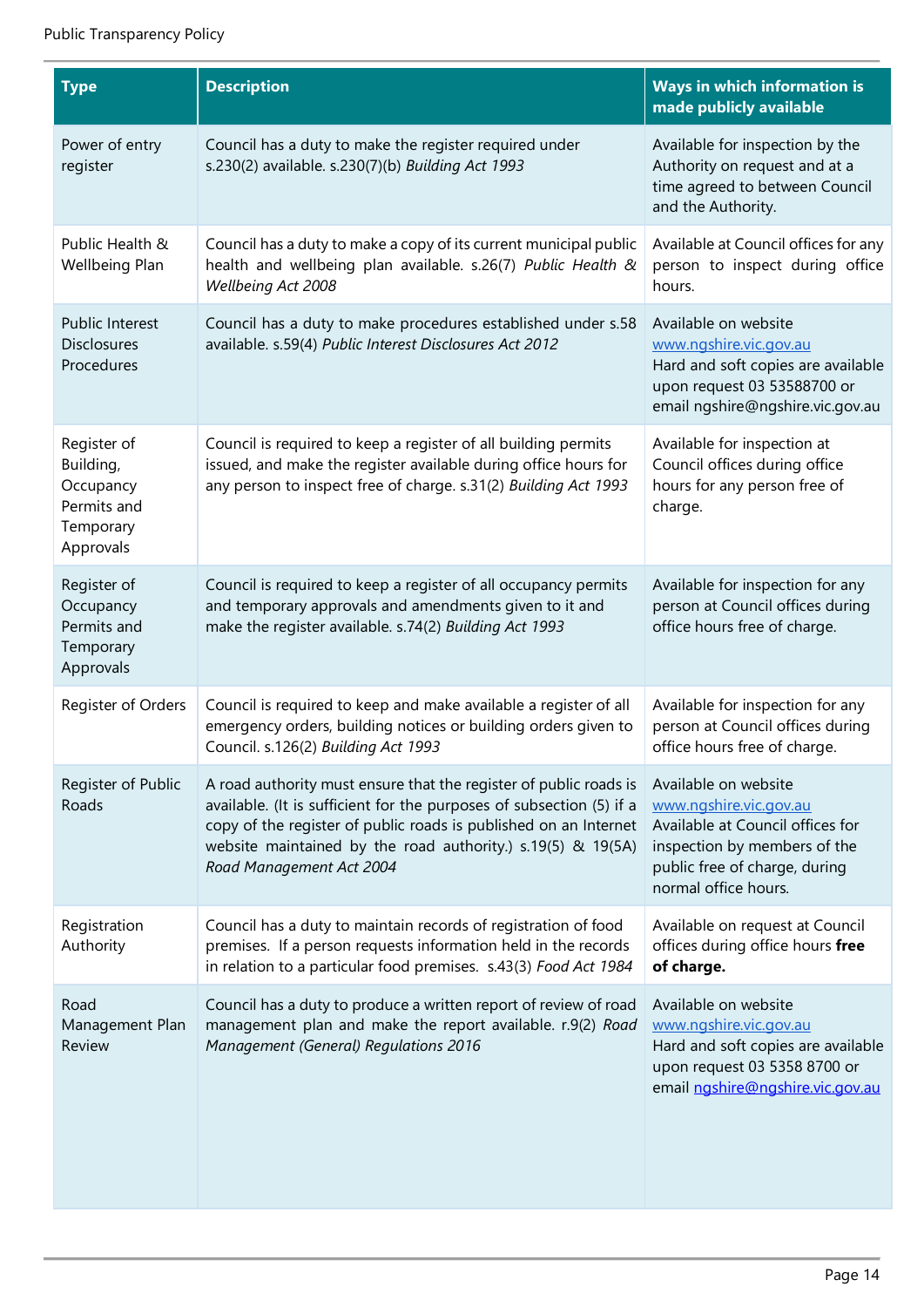| Type | Description | Ways in which information is made publicly available |
|---|---|---|
| Power of entry register | Council has a duty to make the register required under s.230(2) available. s.230(7)(b) *Building Act 1993* | Available for inspection by the Authority on request and at a time agreed to between Council and the Authority. |
| Public Health & Wellbeing Plan | Council has a duty to make a copy of its current municipal public health and wellbeing plan available. s.26(7) *Public Health & Wellbeing Act 2008* | Available at Council offices for any person to inspect during office hours. |
| Public Interest Disclosures Procedures | Council has a duty to make procedures established under s.58 available. s.59(4) *Public Interest Disclosures Act 2012* | Available on website www.ngshire.vic.gov.au Hard and soft copies are available upon request 03 53588700 or email ngshire@ngshire.vic.gov.au |
| Register of Building, Occupancy Permits and Temporary Approvals | Council is required to keep a register of all building permits issued, and make the register available during office hours for any person to inspect free of charge. s.31(2) *Building Act 1993* | Available for inspection at Council offices during office hours for any person free of charge. |
| Register of Occupancy Permits and Temporary Approvals | Council is required to keep a register of all occupancy permits and temporary approvals and amendments given to it and make the register available. s.74(2) *Building Act 1993* | Available for inspection for any person at Council offices during office hours free of charge. |
| Register of Orders | Council is required to keep and make available a register of all emergency orders, building notices or building orders given to Council. s.126(2) *Building Act 1993* | Available for inspection for any person at Council offices during office hours free of charge. |
| Register of Public Roads | A road authority must ensure that the register of public roads is available. (It is sufficient for the purposes of subsection (5) if a copy of the register of public roads is published on an Internet website maintained by the road authority.) s.19(5) & 19(5A) *Road Management Act 2004* | Available on website www.ngshire.vic.gov.au Available at Council offices for inspection by members of the public free of charge, during normal office hours. |
| Registration Authority | Council has a duty to maintain records of registration of food premises. If a person requests information held in the records in relation to a particular food premises. s.43(3) *Food Act 1984* | Available on request at Council offices during office hours **free of charge.** |
| Road Management Plan Review | Council has a duty to produce a written report of review of road management plan and make the report available. r.9(2) *Road Management (General) Regulations 2016* | Available on website www.ngshire.vic.gov.au Hard and soft copies are available upon request 03 5358 8700 or email ngshire@ngshire.vic.gov.au |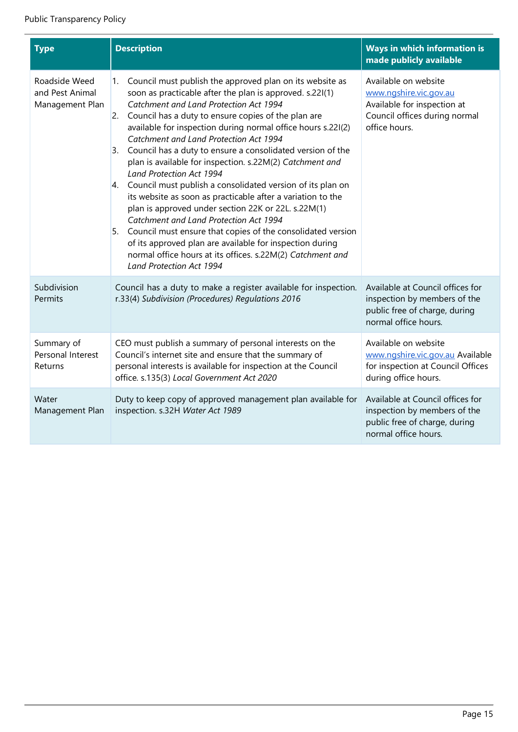| Type | Description | Ways in which information is made publicly available |
|---|---|---|
| Roadside Weed and Pest Animal Management Plan | 1. Council must publish the approved plan on its website as soon as practicable after the plan is approved. s.22I(1) *Catchment and Land Protection Act 1994*<br>2. Council has a duty to ensure copies of the plan are available for inspection during normal office hours s.22I(2) *Catchment and Land Protection Act 1994*<br>3. Council has a duty to ensure a consolidated version of the plan is available for inspection. s.22M(2) *Catchment and Land Protection Act 1994*<br>4. Council must publish a consolidated version of its plan on its website as soon as practicable after a variation to the plan is approved under section 22K or 22L. s.22M(1) *Catchment and Land Protection Act 1994*<br>5. Council must ensure that copies of the consolidated version of its approved plan are available for inspection during normal office hours at its offices. s.22M(2) *Catchment and Land Protection Act 1994* | Available on website www.ngshire.vic.gov.au Available for inspection at Council offices during normal office hours. |
| Subdivision Permits | Council has a duty to make a register available for inspection. r.33(4) *Subdivision (Procedures) Regulations 2016* | Available at Council offices for inspection by members of the public free of charge, during normal office hours. |
| Summary of Personal Interest Returns | CEO must publish a summary of personal interests on the Council's internet site and ensure that the summary of personal interests is available for inspection at the Council office. s.135(3) *Local Government Act 2020* | Available on website www.ngshire.vic.gov.au Available for inspection at Council Offices during office hours. |
| Water Management Plan | Duty to keep copy of approved management plan available for inspection. s.32H *Water Act 1989* | Available at Council offices for inspection by members of the public free of charge, during normal office hours. |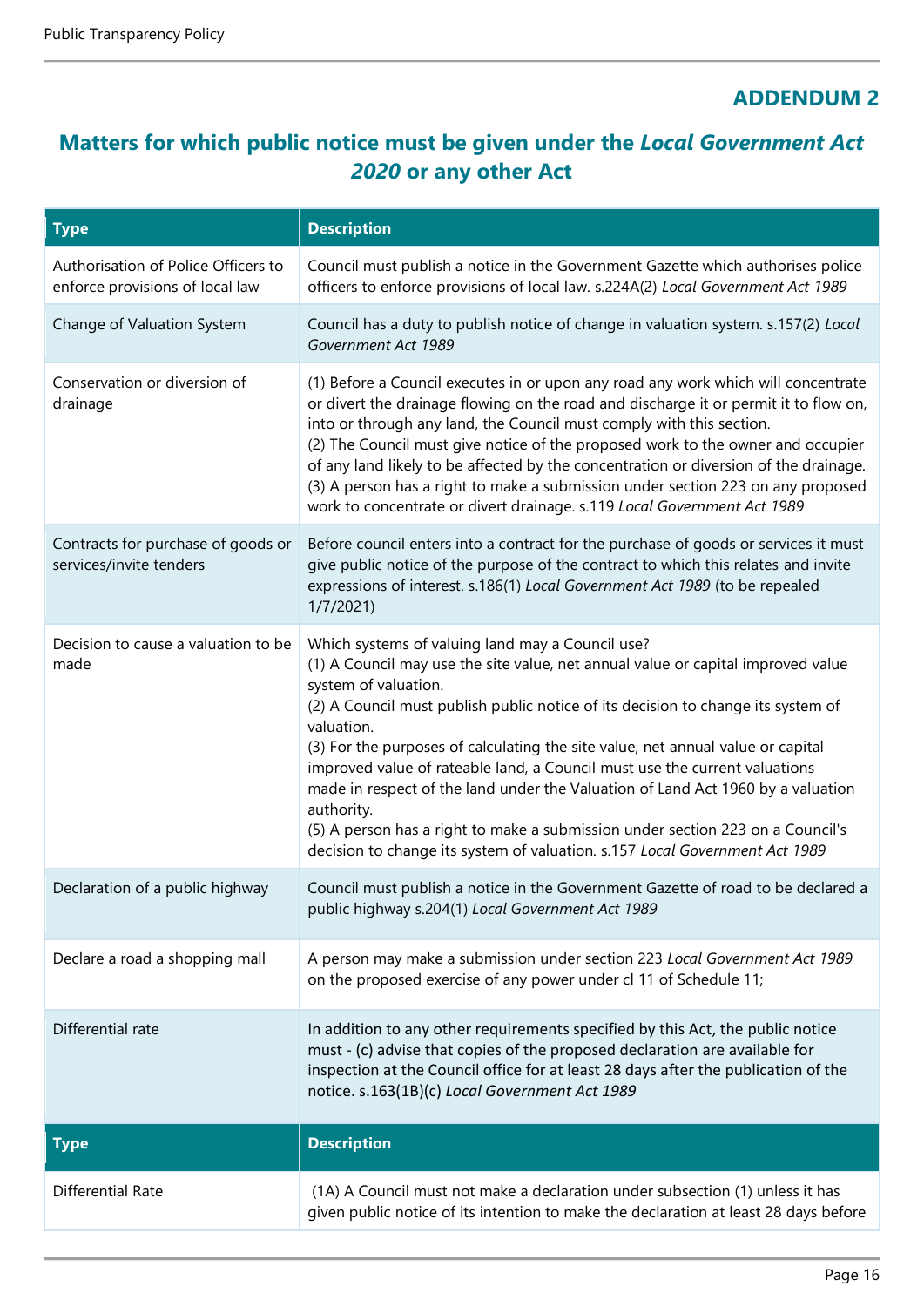## ADDENDUM 2

## Matters for which public notice must be given under the *Local Government Act 2020* or any other Act

| Type | Description |
|---|---|
| Authorisation of Police Officers to enforce provisions of local law | Council must publish a notice in the Government Gazette which authorises police officers to enforce provisions of local law. s.224A(2) *Local Government Act 1989* |
| Change of Valuation System | Council has a duty to publish notice of change in valuation system. s.157(2) *Local Government Act 1989* |
| Conservation or diversion of drainage | (1) Before a Council executes in or upon any road any work which will concentrate or divert the drainage flowing on the road and discharge it or permit it to flow on, into or through any land, the Council must comply with this section.<br>(2) The Council must give notice of the proposed work to the owner and occupier of any land likely to be affected by the concentration or diversion of the drainage.<br>(3) A person has a right to make a submission under section 223 on any proposed work to concentrate or divert drainage. s.119 *Local Government Act 1989* |
| Contracts for purchase of goods or services/invite tenders | Before council enters into a contract for the purchase of goods or services it must give public notice of the purpose of the contract to which this relates and invite expressions of interest. s.186(1) *Local Government Act 1989* (to be repealed 1/7/2021) |
| Decision to cause a valuation to be made | Which systems of valuing land may a Council use?<br>(1) A Council may use the site value, net annual value or capital improved value system of valuation.<br>(2) A Council must publish public notice of its decision to change its system of valuation.<br>(3) For the purposes of calculating the site value, net annual value or capital improved value of rateable land, a Council must use the current valuations made in respect of the land under the Valuation of Land Act 1960 by a valuation authority.<br>(5) A person has a right to make a submission under section 223 on a Council's decision to change its system of valuation. s.157 *Local Government Act 1989* |
| Declaration of a public highway | Council must publish a notice in the Government Gazette of road to be declared a public highway s.204(1) *Local Government Act 1989* |
| Declare a road a shopping mall | A person may make a submission under section 223 *Local Government Act 1989* on the proposed exercise of any power under cl 11 of Schedule 11; |
| Differential rate | In addition to any other requirements specified by this Act, the public notice must - (c) advise that copies of the proposed declaration are available for inspection at the Council office for at least 28 days after the publication of the notice. s.163(1B)(c) *Local Government Act 1989* |
| Differential Rate | (1A) A Council must not make a declaration under subsection (1) unless it has given public notice of its intention to make the declaration at least 28 days before |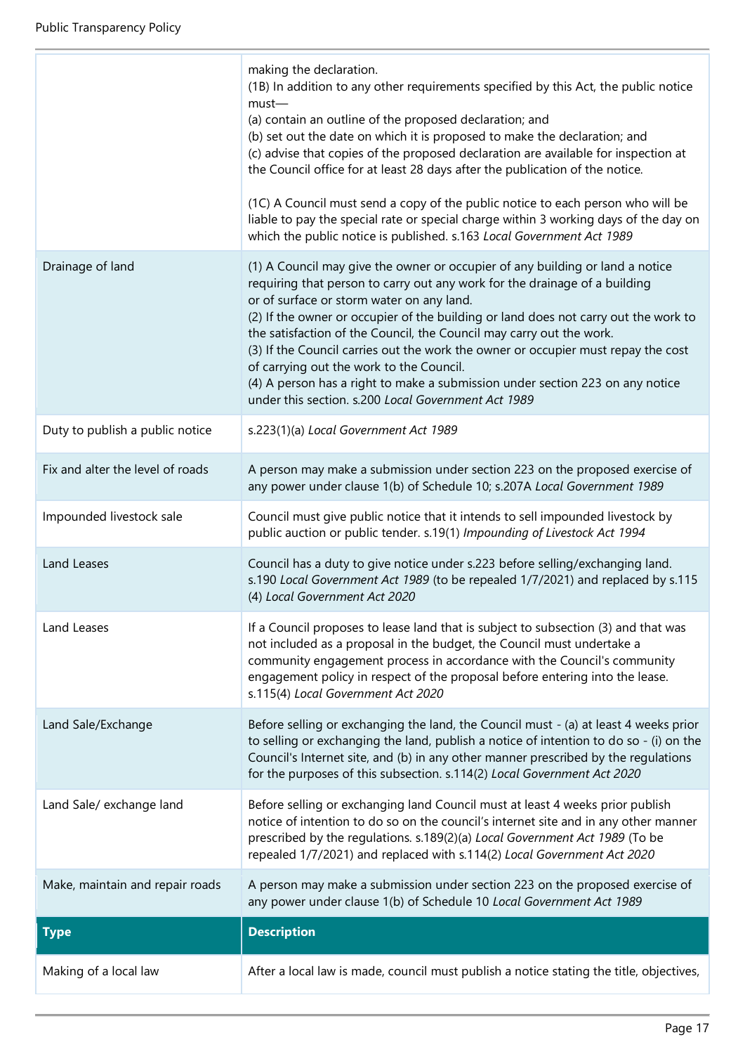| | |
|---|---|
| | making the declaration.<br>(1B) In addition to any other requirements specified by this Act, the public notice must—<br>(a) contain an outline of the proposed declaration; and<br>(b) set out the date on which it is proposed to make the declaration; and<br>(c) advise that copies of the proposed declaration are available for inspection at the Council office for at least 28 days after the publication of the notice.<br><br>(1C) A Council must send a copy of the public notice to each person who will be liable to pay the special rate or special charge within 3 working days of the day on which the public notice is published. s.163 *Local Government Act 1989* |
| Drainage of land | (1) A Council may give the owner or occupier of any building or land a notice requiring that person to carry out any work for the drainage of a building or of surface or storm water on any land.<br>(2) If the owner or occupier of the building or land does not carry out the work to the satisfaction of the Council, the Council may carry out the work.<br>(3) If the Council carries out the work the owner or occupier must repay the cost of carrying out the work to the Council.<br>(4) A person has a right to make a submission under section 223 on any notice under this section. s.200 *Local Government Act 1989* |
| Duty to publish a public notice | s.223(1)(a) *Local Government Act 1989* |
| Fix and alter the level of roads | A person may make a submission under section 223 on the proposed exercise of any power under clause 1(b) of Schedule 10; s.207A *Local Government 1989* |
| Impounded livestock sale | Council must give public notice that it intends to sell impounded livestock by public auction or public tender. s.19(1) *Impounding of Livestock Act 1994* |
| Land Leases | Council has a duty to give notice under s.223 before selling/exchanging land. s.190 *Local Government Act 1989* (to be repealed 1/7/2021) and replaced by s.115 (4) *Local Government Act 2020* |
| Land Leases | If a Council proposes to lease land that is subject to subsection (3) and that was not included as a proposal in the budget, the Council must undertake a community engagement process in accordance with the Council's community engagement policy in respect of the proposal before entering into the lease. s.115(4) *Local Government Act 2020* |
| Land Sale/Exchange | Before selling or exchanging the land, the Council must - (a) at least 4 weeks prior to selling or exchanging the land, publish a notice of intention to do so - (i) on the Council's Internet site, and (b) in any other manner prescribed by the regulations for the purposes of this subsection. s.114(2) *Local Government Act 2020* |
| Land Sale/ exchange land | Before selling or exchanging land Council must at least 4 weeks prior publish notice of intention to do so on the council's internet site and in any other manner prescribed by the regulations. s.189(2)(a) *Local Government Act 1989* (To be repealed 1/7/2021) and replaced with s.114(2) *Local Government Act 2020* |
| Make, maintain and repair roads | A person may make a submission under section 223 on the proposed exercise of any power under clause 1(b) of Schedule 10 *Local Government Act 1989* |
| **Type** | **Description** |
| Making of a local law | After a local law is made, council must publish a notice stating the title, objectives, |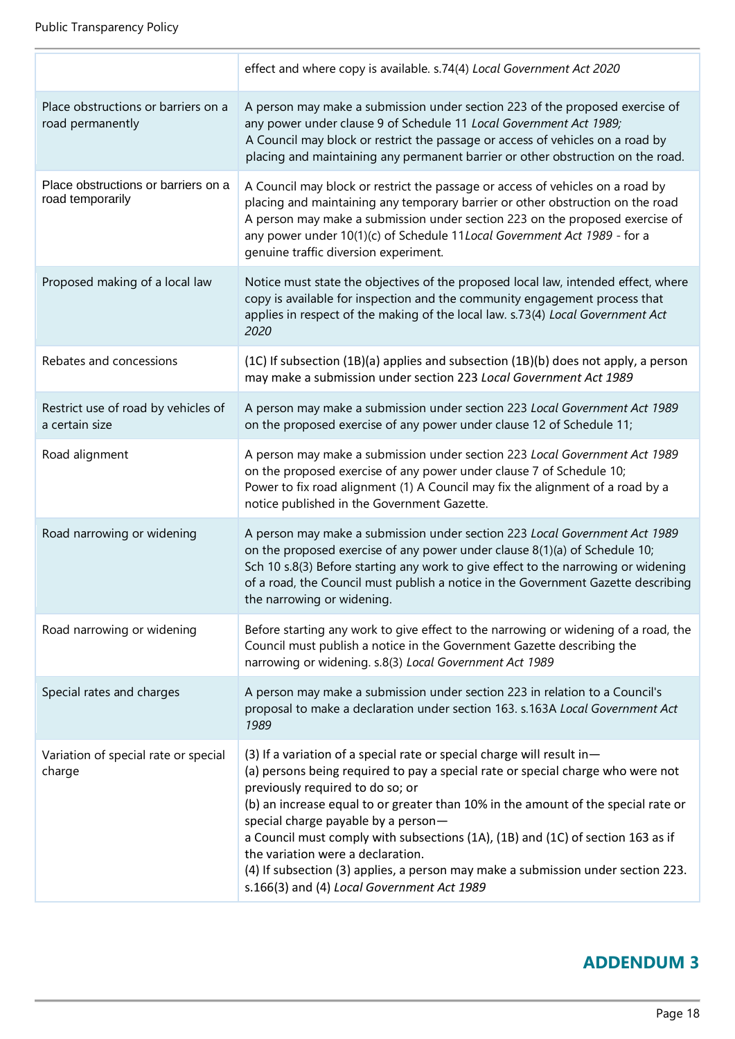| | |
|---|---|
| | effect and where copy is available. s.74(4) *Local Government Act 2020* |
| Place obstructions or barriers on a road permanently | A person may make a submission under section 223 of the proposed exercise of any power under clause 9 of Schedule 11 *Local Government Act 1989;*<br>A Council may block or restrict the passage or access of vehicles on a road by placing and maintaining any permanent barrier or other obstruction on the road. |
| Place obstructions or barriers on a road temporarily | A Council may block or restrict the passage or access of vehicles on a road by placing and maintaining any temporary barrier or other obstruction on the road<br>A person may make a submission under section 223 on the proposed exercise of any power under 10(1)(c) of Schedule 11*Local Government Act 1989* - for a genuine traffic diversion experiment. |
| Proposed making of a local law | Notice must state the objectives of the proposed local law, intended effect, where copy is available for inspection and the community engagement process that applies in respect of the making of the local law. s.73(4) *Local Government Act 2020* |
| Rebates and concessions | (1C) If subsection (1B)(a) applies and subsection (1B)(b) does not apply, a person may make a submission under section 223 *Local Government Act 1989* |
| Restrict use of road by vehicles of a certain size | A person may make a submission under section 223 *Local Government Act 1989* on the proposed exercise of any power under clause 12 of Schedule 11; |
| Road alignment | A person may make a submission under section 223 *Local Government Act 1989* on the proposed exercise of any power under clause 7 of Schedule 10;<br>Power to fix road alignment (1) A Council may fix the alignment of a road by a notice published in the Government Gazette. |
| Road narrowing or widening | A person may make a submission under section 223 *Local Government Act 1989* on the proposed exercise of any power under clause 8(1)(a) of Schedule 10;<br>Sch 10 s.8(3) Before starting any work to give effect to the narrowing or widening of a road, the Council must publish a notice in the Government Gazette describing the narrowing or widening. |
| Road narrowing or widening | Before starting any work to give effect to the narrowing or widening of a road, the Council must publish a notice in the Government Gazette describing the narrowing or widening. s.8(3) *Local Government Act 1989* |
| Special rates and charges | A person may make a submission under section 223 in relation to a Council's proposal to make a declaration under section 163. s.163A *Local Government Act 1989* |
| Variation of special rate or special charge | (3) If a variation of a special rate or special charge will result in—<br>(a) persons being required to pay a special rate or special charge who were not previously required to do so; or<br>(b) an increase equal to or greater than 10% in the amount of the special rate or special charge payable by a person—<br>a Council must comply with subsections (1A), (1B) and (1C) of section 163 as if the variation were a declaration.<br>(4) If subsection (3) applies, a person may make a submission under section 223. s.166(3) and (4) *Local Government Act 1989* |

## ADDENDUM 3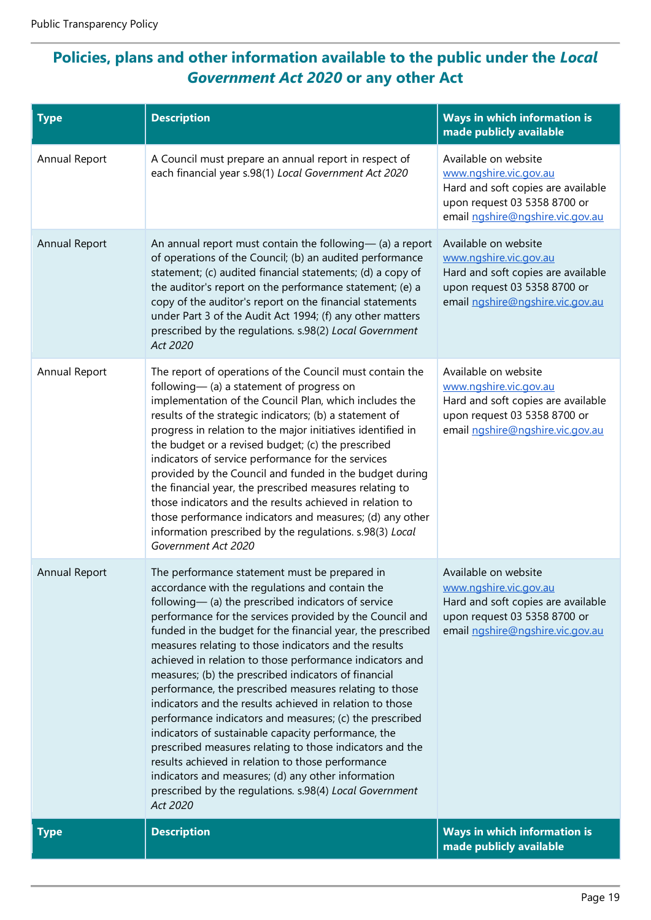## Policies, plans and other information available to the public under the *Local Government Act 2020* or any other Act

| Type | Description | Ways in which information is made publicly available |
| --- | --- | --- |
| Annual Report | A Council must prepare an annual report in respect of each financial year s.98(1) *Local Government Act 2020* | Available on website www.ngshire.vic.gov.au Hard and soft copies are available upon request 03 5358 8700 or email ngshire@ngshire.vic.gov.au |
| Annual Report | An annual report must contain the following— (a) a report of operations of the Council; (b) an audited performance statement; (c) audited financial statements; (d) a copy of the auditor's report on the performance statement; (e) a copy of the auditor's report on the financial statements under Part 3 of the Audit Act 1994; (f) any other matters prescribed by the regulations. s.98(2) *Local Government Act 2020* | Available on website www.ngshire.vic.gov.au Hard and soft copies are available upon request 03 5358 8700 or email ngshire@ngshire.vic.gov.au |
| Annual Report | The report of operations of the Council must contain the following— (a) a statement of progress on implementation of the Council Plan, which includes the results of the strategic indicators; (b) a statement of progress in relation to the major initiatives identified in the budget or a revised budget; (c) the prescribed indicators of service performance for the services provided by the Council and funded in the budget during the financial year, the prescribed measures relating to those indicators and the results achieved in relation to those performance indicators and measures; (d) any other information prescribed by the regulations. s.98(3) *Local Government Act 2020* | Available on website www.ngshire.vic.gov.au Hard and soft copies are available upon request 03 5358 8700 or email ngshire@ngshire.vic.gov.au |
| Annual Report | The performance statement must be prepared in accordance with the regulations and contain the following— (a) the prescribed indicators of service performance for the services provided by the Council and funded in the budget for the financial year, the prescribed measures relating to those indicators and the results achieved in relation to those performance indicators and measures; (b) the prescribed indicators of financial performance, the prescribed measures relating to those indicators and the results achieved in relation to those performance indicators and measures; (c) the prescribed indicators of sustainable capacity performance, the prescribed measures relating to those indicators and the results achieved in relation to those performance indicators and measures; (d) any other information prescribed by the regulations. s.98(4) *Local Government Act 2020* | Available on website www.ngshire.vic.gov.au Hard and soft copies are available upon request 03 5358 8700 or email ngshire@ngshire.vic.gov.au |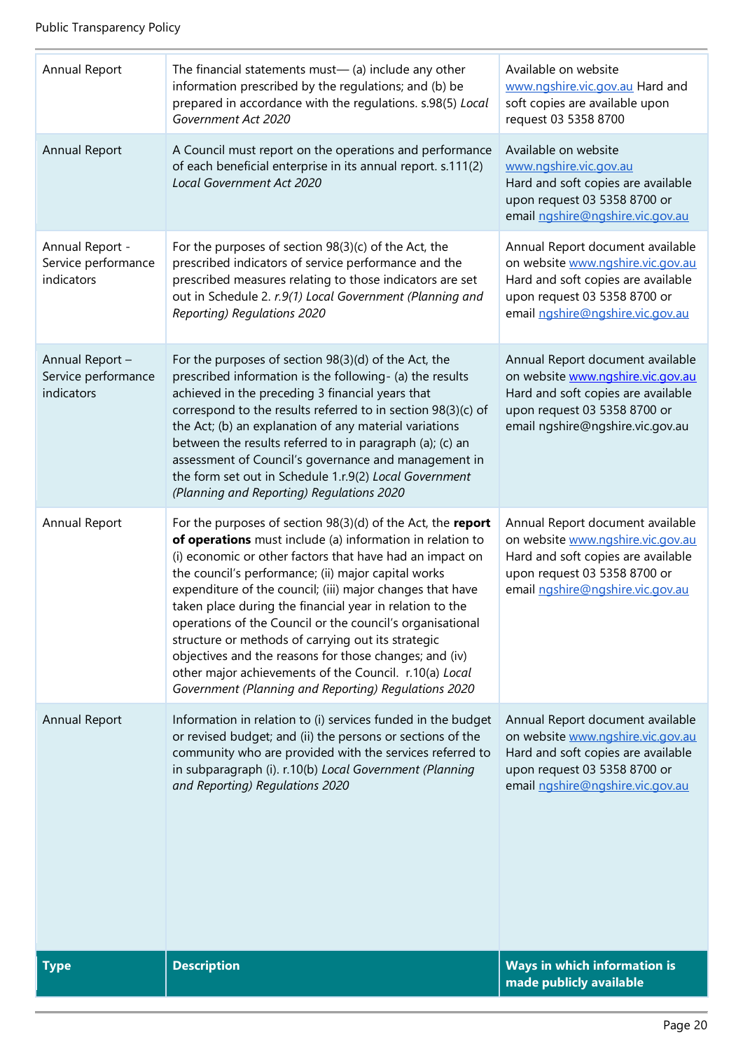| Type | Description | Ways in which information is made publicly available |
|---|---|---|
| Annual Report | The financial statements must— (a) include any other information prescribed by the regulations; and (b) be prepared in accordance with the regulations. s.98(5) *Local Government Act 2020* | Available on website www.ngshire.vic.gov.au Hard and soft copies are available upon request 03 5358 8700 |
| Annual Report | A Council must report on the operations and performance of each beneficial enterprise in its annual report. s.111(2) *Local Government Act 2020* | Available on website www.ngshire.vic.gov.au Hard and soft copies are available upon request 03 5358 8700 or email ngshire@ngshire.vic.gov.au |
| Annual Report - Service performance indicators | For the purposes of section 98(3)(c) of the Act, the prescribed indicators of service performance and the prescribed measures relating to those indicators are set out in Schedule 2. *r.9(1) Local Government (Planning and Reporting) Regulations 2020* | Annual Report document available on website www.ngshire.vic.gov.au Hard and soft copies are available upon request 03 5358 8700 or email ngshire@ngshire.vic.gov.au |
| Annual Report – Service performance indicators | For the purposes of section 98(3)(d) of the Act, the prescribed information is the following- (a) the results achieved in the preceding 3 financial years that correspond to the results referred to in section 98(3)(c) of the Act; (b) an explanation of any material variations between the results referred to in paragraph (a); (c) an assessment of Council's governance and management in the form set out in Schedule 1.r.9(2) *Local Government (Planning and Reporting) Regulations 2020* | Annual Report document available on website www.ngshire.vic.gov.au Hard and soft copies are available upon request 03 5358 8700 or email ngshire@ngshire.vic.gov.au |
| Annual Report | For the purposes of section 98(3)(d) of the Act, the **report of operations** must include (a) information in relation to (i) economic or other factors that have had an impact on the council's performance; (ii) major capital works expenditure of the council; (iii) major changes that have taken place during the financial year in relation to the operations of the Council or the council's organisational structure or methods of carrying out its strategic objectives and the reasons for those changes; and (iv) other major achievements of the Council. r.10(a) *Local Government (Planning and Reporting) Regulations 2020* | Annual Report document available on website www.ngshire.vic.gov.au Hard and soft copies are available upon request 03 5358 8700 or email ngshire@ngshire.vic.gov.au |
| Annual Report | Information in relation to (i) services funded in the budget or revised budget; and (ii) the persons or sections of the community who are provided with the services referred to in subparagraph (i). r.10(b) *Local Government (Planning and Reporting) Regulations 2020* | Annual Report document available on website www.ngshire.vic.gov.au Hard and soft copies are available upon request 03 5358 8700 or email ngshire@ngshire.vic.gov.au |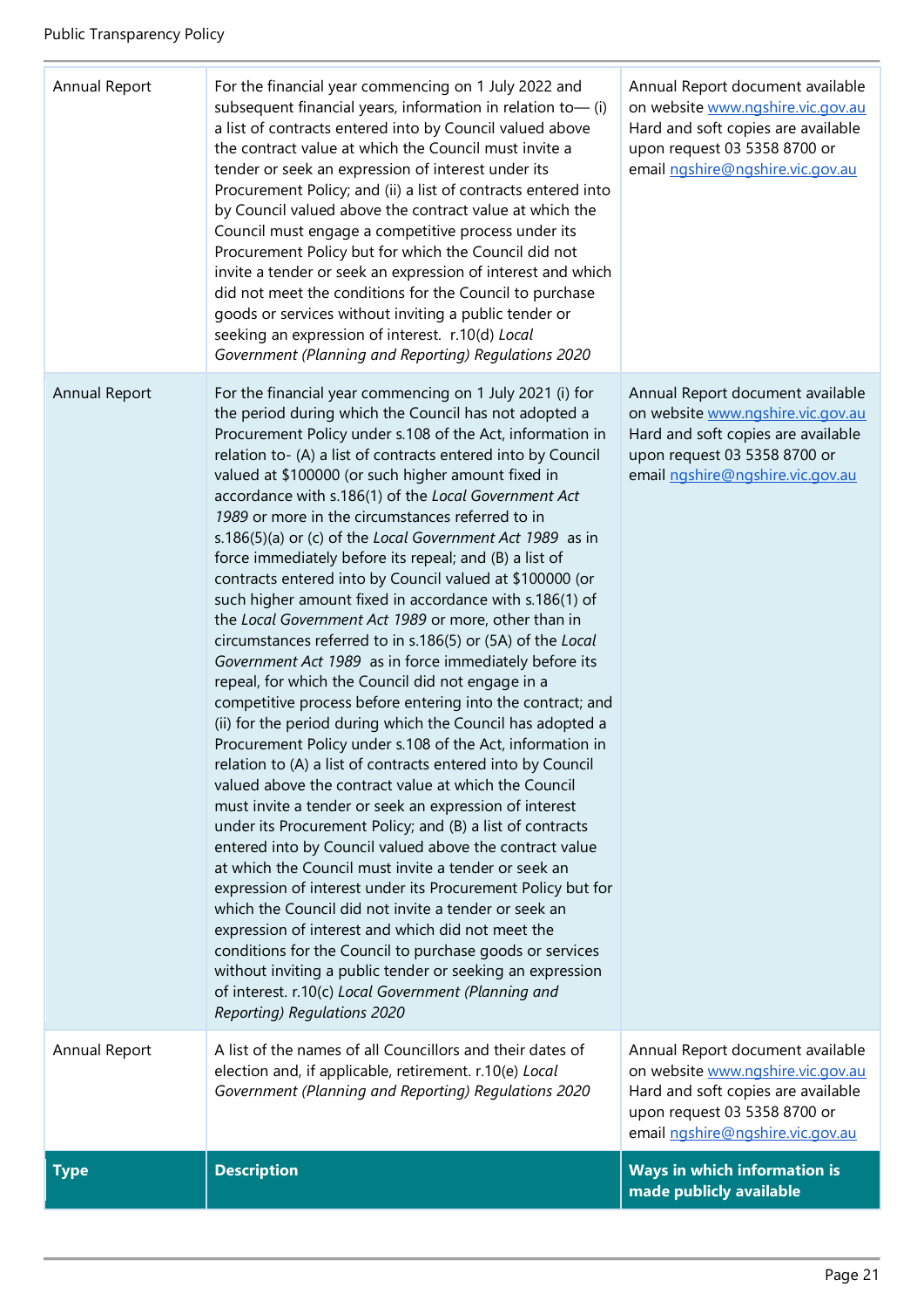| Type | Description | Ways in which information is made publicly available |
|---|---|---|
| Annual Report | For the financial year commencing on 1 July 2022 and subsequent financial years, information in relation to— (i) a list of contracts entered into by Council valued above the contract value at which the Council must invite a tender or seek an expression of interest under its Procurement Policy; and (ii) a list of contracts entered into by Council valued above the contract value at which the Council must engage a competitive process under its Procurement Policy but for which the Council did not invite a tender or seek an expression of interest and which did not meet the conditions for the Council to purchase goods or services without inviting a public tender or seeking an expression of interest. r.10(d) *Local Government (Planning and Reporting) Regulations 2020* | Annual Report document available on website www.ngshire.vic.gov.au Hard and soft copies are available upon request 03 5358 8700 or email ngshire@ngshire.vic.gov.au |
| Annual Report | For the financial year commencing on 1 July 2021 (i) for the period during which the Council has not adopted a Procurement Policy under s.108 of the Act, information in relation to- (A) a list of contracts entered into by Council valued at $100000 (or such higher amount fixed in accordance with s.186(1) of the *Local Government Act 1989* or more in the circumstances referred to in s.186(5)(a) or (c) of the *Local Government Act 1989* as in force immediately before its repeal; and (B) a list of contracts entered into by Council valued at $100000 (or such higher amount fixed in accordance with s.186(1) of the *Local Government Act 1989* or more, other than in circumstances referred to in s.186(5) or (5A) of the *Local Government Act 1989* as in force immediately before its repeal, for which the Council did not engage in a competitive process before entering into the contract; and (ii) for the period during which the Council has adopted a Procurement Policy under s.108 of the Act, information in relation to (A) a list of contracts entered into by Council valued above the contract value at which the Council must invite a tender or seek an expression of interest under its Procurement Policy; and (B) a list of contracts entered into by Council valued above the contract value at which the Council must invite a tender or seek an expression of interest under its Procurement Policy but for which the Council did not invite a tender or seek an expression of interest and which did not meet the conditions for the Council to purchase goods or services without inviting a public tender or seeking an expression of interest. r.10(c) *Local Government (Planning and Reporting) Regulations 2020* | Annual Report document available on website www.ngshire.vic.gov.au Hard and soft copies are available upon request 03 5358 8700 or email ngshire@ngshire.vic.gov.au |
| Annual Report | A list of the names of all Councillors and their dates of election and, if applicable, retirement. r.10(e) *Local Government (Planning and Reporting) Regulations 2020* | Annual Report document available on website www.ngshire.vic.gov.au Hard and soft copies are available upon request 03 5358 8700 or email ngshire@ngshire.vic.gov.au |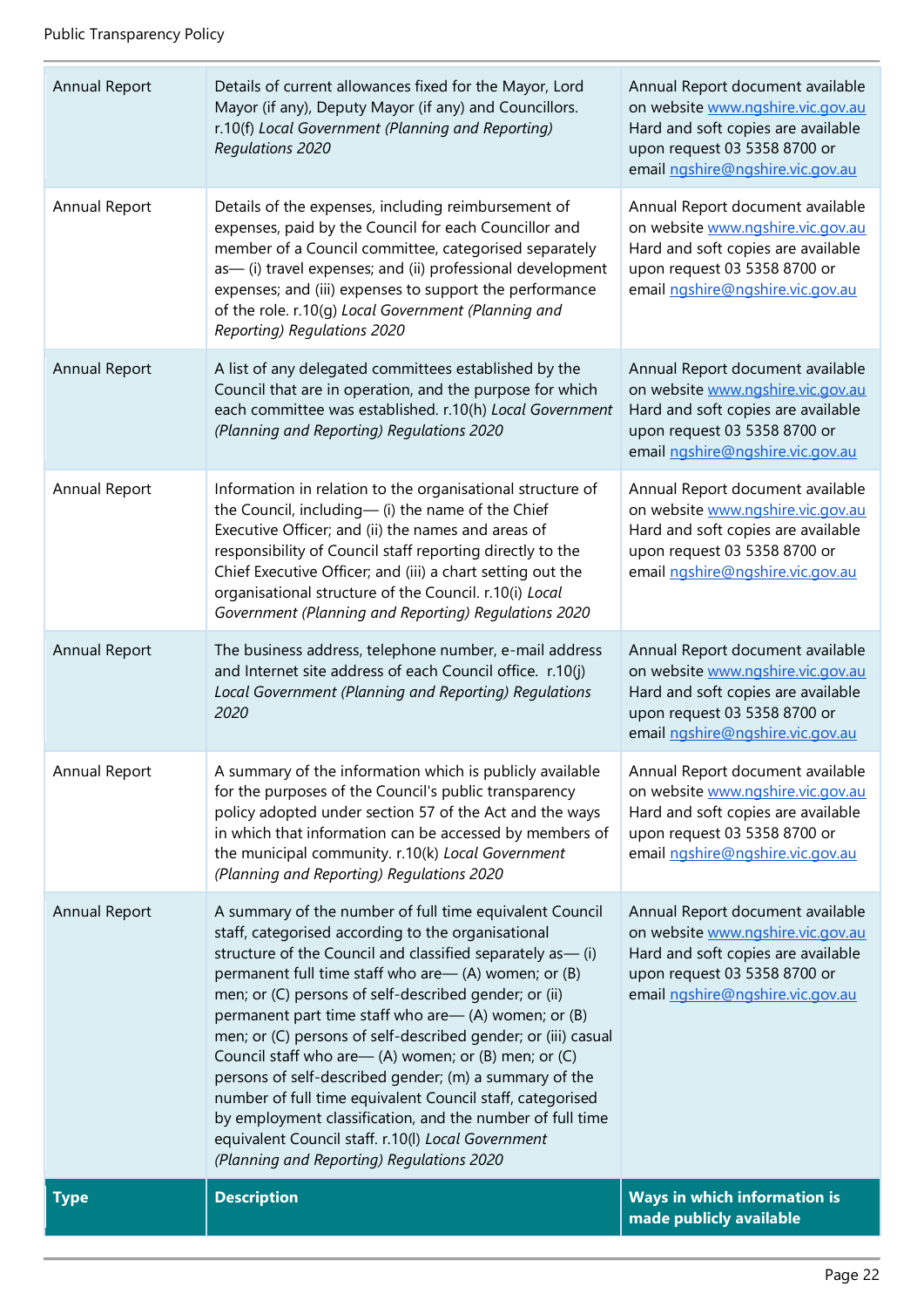| Type | Description | Ways in which information is made publicly available |
|---|---|---|
| Annual Report | Details of current allowances fixed for the Mayor, Lord Mayor (if any), Deputy Mayor (if any) and Councillors. r.10(f) *Local Government (Planning and Reporting) Regulations 2020* | Annual Report document available on website www.ngshire.vic.gov.au Hard and soft copies are available upon request 03 5358 8700 or email ngshire@ngshire.vic.gov.au |
| Annual Report | Details of the expenses, including reimbursement of expenses, paid by the Council for each Councillor and member of a Council committee, categorised separately as— (i) travel expenses; and (ii) professional development expenses; and (iii) expenses to support the performance of the role. r.10(g) *Local Government (Planning and Reporting) Regulations 2020* | Annual Report document available on website www.ngshire.vic.gov.au Hard and soft copies are available upon request 03 5358 8700 or email ngshire@ngshire.vic.gov.au |
| Annual Report | A list of any delegated committees established by the Council that are in operation, and the purpose for which each committee was established. r.10(h) *Local Government (Planning and Reporting) Regulations 2020* | Annual Report document available on website www.ngshire.vic.gov.au Hard and soft copies are available upon request 03 5358 8700 or email ngshire@ngshire.vic.gov.au |
| Annual Report | Information in relation to the organisational structure of the Council, including— (i) the name of the Chief Executive Officer; and (ii) the names and areas of responsibility of Council staff reporting directly to the Chief Executive Officer; and (iii) a chart setting out the organisational structure of the Council. r.10(i) *Local Government (Planning and Reporting) Regulations 2020* | Annual Report document available on website www.ngshire.vic.gov.au Hard and soft copies are available upon request 03 5358 8700 or email ngshire@ngshire.vic.gov.au |
| Annual Report | The business address, telephone number, e-mail address and Internet site address of each Council office. r.10(j) *Local Government (Planning and Reporting) Regulations 2020* | Annual Report document available on website www.ngshire.vic.gov.au Hard and soft copies are available upon request 03 5358 8700 or email ngshire@ngshire.vic.gov.au |
| Annual Report | A summary of the information which is publicly available for the purposes of the Council's public transparency policy adopted under section 57 of the Act and the ways in which that information can be accessed by members of the municipal community. r.10(k) *Local Government (Planning and Reporting) Regulations 2020* | Annual Report document available on website www.ngshire.vic.gov.au Hard and soft copies are available upon request 03 5358 8700 or email ngshire@ngshire.vic.gov.au |
| Annual Report | A summary of the number of full time equivalent Council staff, categorised according to the organisational structure of the Council and classified separately as— (i) permanent full time staff who are— (A) women; or (B) men; or (C) persons of self-described gender; or (ii) permanent part time staff who are— (A) women; or (B) men; or (C) persons of self-described gender; or (iii) casual Council staff who are— (A) women; or (B) men; or (C) persons of self-described gender; (m) a summary of the number of full time equivalent Council staff, categorised by employment classification, and the number of full time equivalent Council staff. r.10(l) *Local Government (Planning and Reporting) Regulations 2020* | Annual Report document available on website www.ngshire.vic.gov.au Hard and soft copies are available upon request 03 5358 8700 or email ngshire@ngshire.vic.gov.au |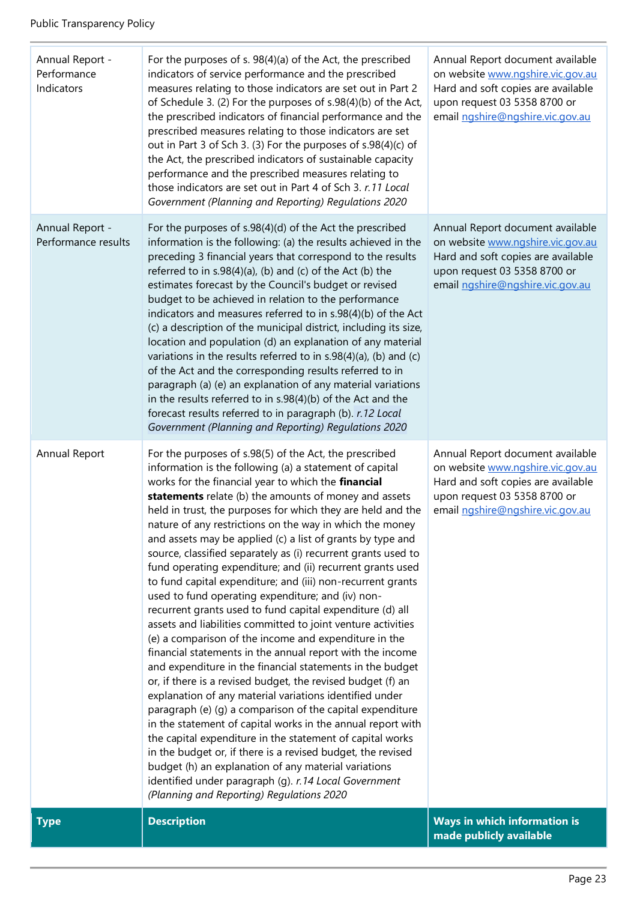| Type | Description | Ways in which information is made publicly available |
|---|---|---|
| Annual Report - Performance Indicators | For the purposes of s. 98(4)(a) of the Act, the prescribed indicators of service performance and the prescribed measures relating to those indicators are set out in Part 2 of Schedule 3. (2) For the purposes of s.98(4)(b) of the Act, the prescribed indicators of financial performance and the prescribed measures relating to those indicators are set out in Part 3 of Sch 3. (3) For the purposes of s.98(4)(c) of the Act, the prescribed indicators of sustainable capacity performance and the prescribed measures relating to those indicators are set out in Part 4 of Sch 3. *r.11 Local Government (Planning and Reporting) Regulations 2020* | Annual Report document available on website www.ngshire.vic.gov.au Hard and soft copies are available upon request 03 5358 8700 or email ngshire@ngshire.vic.gov.au |
| Annual Report - Performance results | For the purposes of s.98(4)(d) of the Act the prescribed information is the following: (a) the results achieved in the preceding 3 financial years that correspond to the results referred to in s.98(4)(a), (b) and (c) of the Act (b) the estimates forecast by the Council's budget or revised budget to be achieved in relation to the performance indicators and measures referred to in s.98(4)(b) of the Act (c) a description of the municipal district, including its size, location and population (d) an explanation of any material variations in the results referred to in s.98(4)(a), (b) and (c) of the Act and the corresponding results referred to in paragraph (a) (e) an explanation of any material variations in the results referred to in s.98(4)(b) of the Act and the forecast results referred to in paragraph (b). *r.12 Local Government (Planning and Reporting) Regulations 2020* | Annual Report document available on website www.ngshire.vic.gov.au Hard and soft copies are available upon request 03 5358 8700 or email ngshire@ngshire.vic.gov.au |
| Annual Report | For the purposes of s.98(5) of the Act, the prescribed information is the following (a) a statement of capital works for the financial year to which the **financial statements** relate (b) the amounts of money and assets held in trust, the purposes for which they are held and the nature of any restrictions on the way in which the money and assets may be applied (c) a list of grants by type and source, classified separately as (i) recurrent grants used to fund operating expenditure; and (ii) recurrent grants used to fund capital expenditure; and (iii) non-recurrent grants used to fund operating expenditure; and (iv) non-recurrent grants used to fund capital expenditure (d) all assets and liabilities committed to joint venture activities (e) a comparison of the income and expenditure in the financial statements in the annual report with the income and expenditure in the financial statements in the budget or, if there is a revised budget, the revised budget (f) an explanation of any material variations identified under paragraph (e) (g) a comparison of the capital expenditure in the statement of capital works in the annual report with the capital expenditure in the statement of capital works in the budget or, if there is a revised budget, the revised budget (h) an explanation of any material variations identified under paragraph (g). *r.14 Local Government (Planning and Reporting) Regulations 2020* | Annual Report document available on website www.ngshire.vic.gov.au Hard and soft copies are available upon request 03 5358 8700 or email ngshire@ngshire.vic.gov.au |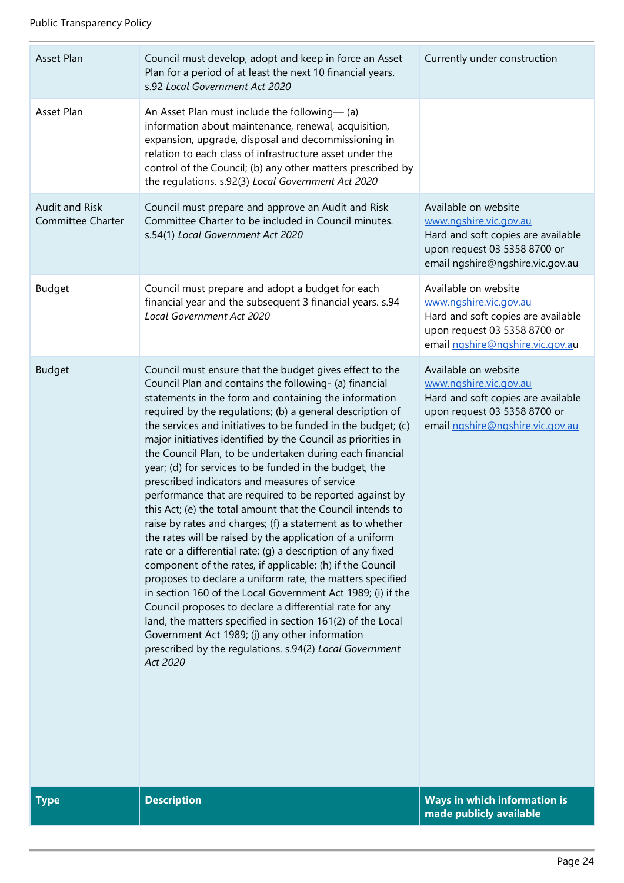| Type | Description | Ways in which information is made publicly available |
|---|---|---|
| Asset Plan | Council must develop, adopt and keep in force an Asset Plan for a period of at least the next 10 financial years. s.92 *Local Government Act 2020* | Currently under construction |
| Asset Plan | An Asset Plan must include the following— (a) information about maintenance, renewal, acquisition, expansion, upgrade, disposal and decommissioning in relation to each class of infrastructure asset under the control of the Council; (b) any other matters prescribed by the regulations. s.92(3) *Local Government Act 2020* | |
| Audit and Risk Committee Charter | Council must prepare and approve an Audit and Risk Committee Charter to be included in Council minutes. s.54(1) *Local Government Act 2020* | Available on website www.ngshire.vic.gov.au Hard and soft copies are available upon request 03 5358 8700 or email ngshire@ngshire.vic.gov.au |
| Budget | Council must prepare and adopt a budget for each financial year and the subsequent 3 financial years. s.94 *Local Government Act 2020* | Available on website www.ngshire.vic.gov.au Hard and soft copies are available upon request 03 5358 8700 or email ngshire@ngshire.vic.gov.au |
| Budget | Council must ensure that the budget gives effect to the Council Plan and contains the following- (a) financial statements in the form and containing the information required by the regulations; (b) a general description of the services and initiatives to be funded in the budget; (c) major initiatives identified by the Council as priorities in the Council Plan, to be undertaken during each financial year; (d) for services to be funded in the budget, the prescribed indicators and measures of service performance that are required to be reported against by this Act; (e) the total amount that the Council intends to raise by rates and charges; (f) a statement as to whether the rates will be raised by the application of a uniform rate or a differential rate; (g) a description of any fixed component of the rates, if applicable; (h) if the Council proposes to declare a uniform rate, the matters specified in section 160 of the Local Government Act 1989; (i) if the Council proposes to declare a differential rate for any land, the matters specified in section 161(2) of the Local Government Act 1989; (j) any other information prescribed by the regulations. s.94(2) *Local Government Act 2020* | Available on website www.ngshire.vic.gov.au Hard and soft copies are available upon request 03 5358 8700 or email ngshire@ngshire.vic.gov.au |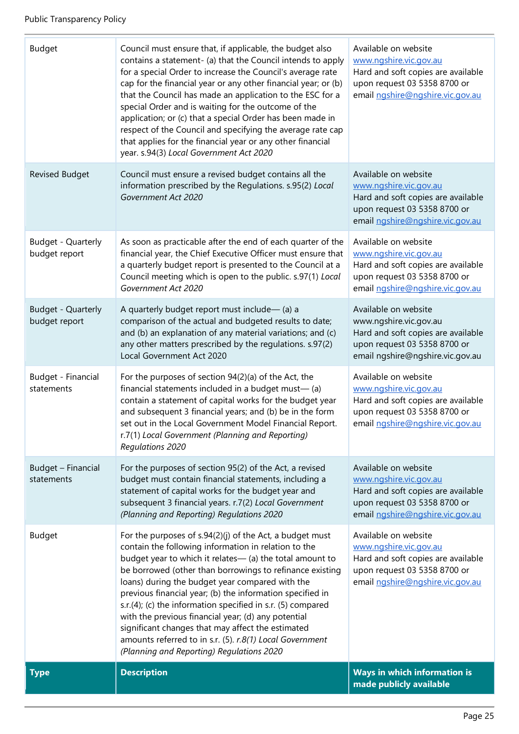| Type | Description | Ways in which information is made publicly available |
|---|---|---|
| Budget | Council must ensure that, if applicable, the budget also contains a statement- (a) that the Council intends to apply for a special Order to increase the Council's average rate cap for the financial year or any other financial year; or (b) that the Council has made an application to the ESC for a special Order and is waiting for the outcome of the application; or (c) that a special Order has been made in respect of the Council and specifying the average rate cap that applies for the financial year or any other financial year. s.94(3) *Local Government Act 2020* | Available on website www.ngshire.vic.gov.au Hard and soft copies are available upon request 03 5358 8700 or email ngshire@ngshire.vic.gov.au |
| Revised Budget | Council must ensure a revised budget contains all the information prescribed by the Regulations. s.95(2) *Local Government Act 2020* | Available on website www.ngshire.vic.gov.au Hard and soft copies are available upon request 03 5358 8700 or email ngshire@ngshire.vic.gov.au |
| Budget - Quarterly budget report | As soon as practicable after the end of each quarter of the financial year, the Chief Executive Officer must ensure that a quarterly budget report is presented to the Council at a Council meeting which is open to the public. s.97(1) *Local Government Act 2020* | Available on website www.ngshire.vic.gov.au Hard and soft copies are available upon request 03 5358 8700 or email ngshire@ngshire.vic.gov.au |
| Budget - Quarterly budget report | A quarterly budget report must include— (a) a comparison of the actual and budgeted results to date; and (b) an explanation of any material variations; and (c) any other matters prescribed by the regulations. s.97(2) Local Government Act 2020 | Available on website www.ngshire.vic.gov.au Hard and soft copies are available upon request 03 5358 8700 or email ngshire@ngshire.vic.gov.au |
| Budget - Financial statements | For the purposes of section 94(2)(a) of the Act, the financial statements included in a budget must— (a) contain a statement of capital works for the budget year and subsequent 3 financial years; and (b) be in the form set out in the Local Government Model Financial Report. r.7(1) *Local Government (Planning and Reporting) Regulations 2020* | Available on website www.ngshire.vic.gov.au Hard and soft copies are available upon request 03 5358 8700 or email ngshire@ngshire.vic.gov.au |
| Budget – Financial statements | For the purposes of section 95(2) of the Act, a revised budget must contain financial statements, including a statement of capital works for the budget year and subsequent 3 financial years. r.7(2) *Local Government (Planning and Reporting) Regulations 2020* | Available on website www.ngshire.vic.gov.au Hard and soft copies are available upon request 03 5358 8700 or email ngshire@ngshire.vic.gov.au |
| Budget | For the purposes of s.94(2)(j) of the Act, a budget must contain the following information in relation to the budget year to which it relates— (a) the total amount to be borrowed (other than borrowings to refinance existing loans) during the budget year compared with the previous financial year; (b) the information specified in s.r.(4); (c) the information specified in s.r. (5) compared with the previous financial year; (d) any potential significant changes that may affect the estimated amounts referred to in s.r. (5). *r.8(1) Local Government (Planning and Reporting) Regulations 2020* | Available on website www.ngshire.vic.gov.au Hard and soft copies are available upon request 03 5358 8700 or email ngshire@ngshire.vic.gov.au |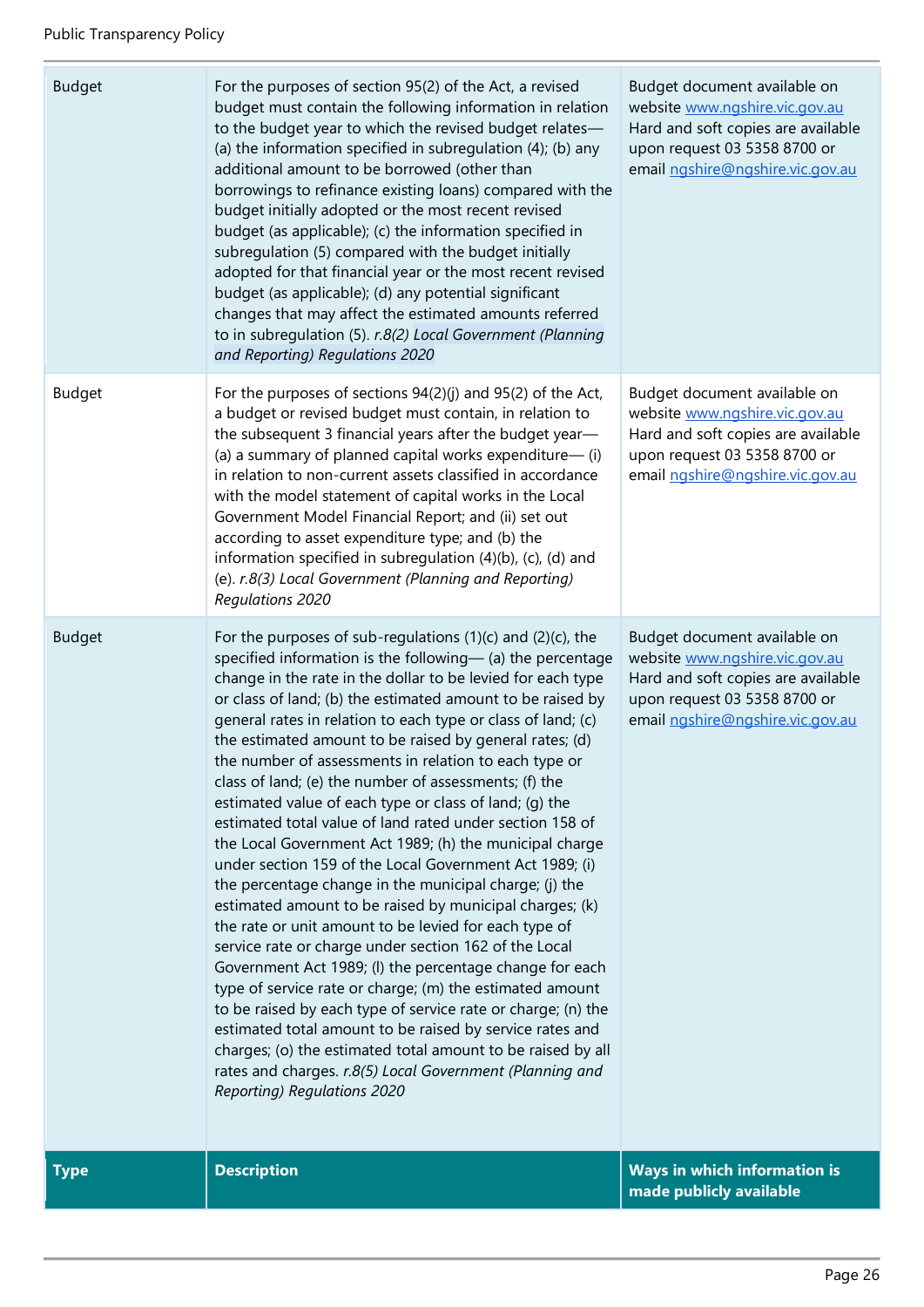| Type | Description | Ways in which information is made publicly available |
|---|---|---|
| Budget | For the purposes of section 95(2) of the Act, a revised budget must contain the following information in relation to the budget year to which the revised budget relates— (a) the information specified in subregulation (4); (b) any additional amount to be borrowed (other than borrowings to refinance existing loans) compared with the budget initially adopted or the most recent revised budget (as applicable); (c) the information specified in subregulation (5) compared with the budget initially adopted for that financial year or the most recent revised budget (as applicable); (d) any potential significant changes that may affect the estimated amounts referred to in subregulation (5). *r.8(2) Local Government (Planning and Reporting) Regulations 2020* | Budget document available on website www.ngshire.vic.gov.au Hard and soft copies are available upon request 03 5358 8700 or email ngshire@ngshire.vic.gov.au |
| Budget | For the purposes of sections 94(2)(j) and 95(2) of the Act, a budget or revised budget must contain, in relation to the subsequent 3 financial years after the budget year— (a) a summary of planned capital works expenditure— (i) in relation to non-current assets classified in accordance with the model statement of capital works in the Local Government Model Financial Report; and (ii) set out according to asset expenditure type; and (b) the information specified in subregulation (4)(b), (c), (d) and (e). *r.8(3) Local Government (Planning and Reporting) Regulations 2020* | Budget document available on website www.ngshire.vic.gov.au Hard and soft copies are available upon request 03 5358 8700 or email ngshire@ngshire.vic.gov.au |
| Budget | For the purposes of sub-regulations (1)(c) and (2)(c), the specified information is the following— (a) the percentage change in the rate in the dollar to be levied for each type or class of land; (b) the estimated amount to be raised by general rates in relation to each type or class of land; (c) the estimated amount to be raised by general rates; (d) the number of assessments in relation to each type or class of land; (e) the number of assessments; (f) the estimated value of each type or class of land; (g) the estimated total value of land rated under section 158 of the Local Government Act 1989; (h) the municipal charge under section 159 of the Local Government Act 1989; (i) the percentage change in the municipal charge; (j) the estimated amount to be raised by municipal charges; (k) the rate or unit amount to be levied for each type of service rate or charge under section 162 of the Local Government Act 1989; (l) the percentage change for each type of service rate or charge; (m) the estimated amount to be raised by each type of service rate or charge; (n) the estimated total amount to be raised by service rates and charges; (o) the estimated total amount to be raised by all rates and charges. *r.8(5) Local Government (Planning and Reporting) Regulations 2020* | Budget document available on website www.ngshire.vic.gov.au Hard and soft copies are available upon request 03 5358 8700 or email ngshire@ngshire.vic.gov.au |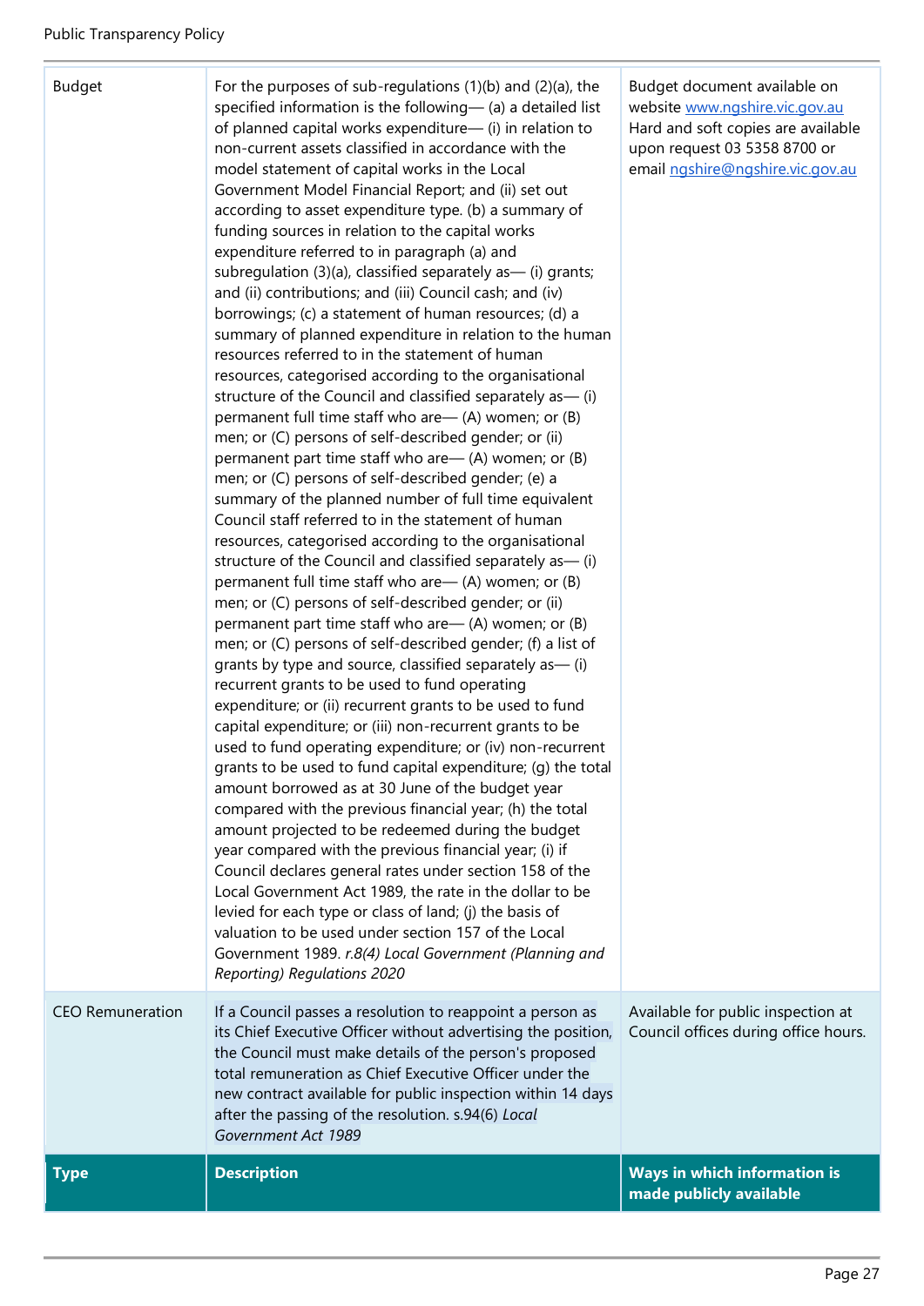| Budget | For the purposes of sub-regulations (1)(b) and (2)(a), the specified information is the following— (a) a detailed list of planned capital works expenditure— (i) in relation to non-current assets classified in accordance with the model statement of capital works in the Local Government Model Financial Report; and (ii) set out according to asset expenditure type. (b) a summary of funding sources in relation to the capital works expenditure referred to in paragraph (a) and subregulation (3)(a), classified separately as— (i) grants; and (ii) contributions; and (iii) Council cash; and (iv) borrowings; (c) a statement of human resources; (d) a summary of planned expenditure in relation to the human resources referred to in the statement of human resources, categorised according to the organisational structure of the Council and classified separately as— (i) permanent full time staff who are— (A) women; or (B) men; or (C) persons of self-described gender; or (ii) permanent part time staff who are— (A) women; or (B) men; or (C) persons of self-described gender; (e) a summary of the planned number of full time equivalent Council staff referred to in the statement of human resources, categorised according to the organisational structure of the Council and classified separately as— (i) permanent full time staff who are— (A) women; or (B) men; or (C) persons of self-described gender; or (ii) permanent part time staff who are— (A) women; or (B) men; or (C) persons of self-described gender; (f) a list of grants by type and source, classified separately as— (i) recurrent grants to be used to fund operating expenditure; or (ii) recurrent grants to be used to fund capital expenditure; or (iii) non-recurrent grants to be used to fund operating expenditure; or (iv) non-recurrent grants to be used to fund capital expenditure; (g) the total amount borrowed as at 30 June of the budget year compared with the previous financial year; (h) the total amount projected to be redeemed during the budget year compared with the previous financial year; (i) if Council declares general rates under section 158 of the Local Government Act 1989, the rate in the dollar to be levied for each type or class of land; (j) the basis of valuation to be used under section 157 of the Local Government 1989. *r.8(4) Local Government (Planning and Reporting) Regulations 2020* | Budget document available on website www.ngshire.vic.gov.au Hard and soft copies are available upon request 03 5358 8700 or email ngshire@ngshire.vic.gov.au |
|---|---|---|
| CEO Remuneration | If a Council passes a resolution to reappoint a person as its Chief Executive Officer without advertising the position, the Council must make details of the person's proposed total remuneration as Chief Executive Officer under the new contract available for public inspection within 14 days after the passing of the resolution. s.94(6) *Local Government Act 1989* | Available for public inspection at Council offices during office hours. |
| **Type** | **Description** | **Ways in which information is made publicly available** |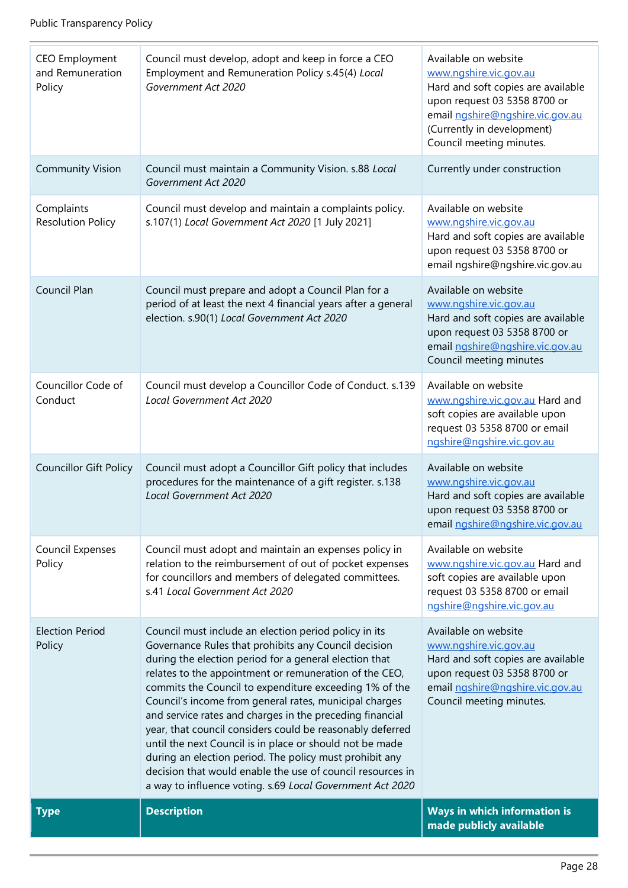| Type | Description | Ways in which information is made publicly available |
|---|---|---|
| CEO Employment and Remuneration Policy | Council must develop, adopt and keep in force a CEO Employment and Remuneration Policy s.45(4) *Local Government Act 2020* | Available on website www.ngshire.vic.gov.au Hard and soft copies are available upon request 03 5358 8700 or email ngshire@ngshire.vic.gov.au (Currently in development) Council meeting minutes. |
| Community Vision | Council must maintain a Community Vision. s.88 *Local Government Act 2020* | Currently under construction |
| Complaints Resolution Policy | Council must develop and maintain a complaints policy. s.107(1) *Local Government Act 2020* [1 July 2021] | Available on website www.ngshire.vic.gov.au Hard and soft copies are available upon request 03 5358 8700 or email ngshire@ngshire.vic.gov.au |
| Council Plan | Council must prepare and adopt a Council Plan for a period of at least the next 4 financial years after a general election. s.90(1) *Local Government Act 2020* | Available on website www.ngshire.vic.gov.au Hard and soft copies are available upon request 03 5358 8700 or email ngshire@ngshire.vic.gov.au Council meeting minutes |
| Councillor Code of Conduct | Council must develop a Councillor Code of Conduct. s.139 *Local Government Act 2020* | Available on website www.ngshire.vic.gov.au Hard and soft copies are available upon request 03 5358 8700 or email ngshire@ngshire.vic.gov.au |
| Councillor Gift Policy | Council must adopt a Councillor Gift policy that includes procedures for the maintenance of a gift register. s.138 *Local Government Act 2020* | Available on website www.ngshire.vic.gov.au Hard and soft copies are available upon request 03 5358 8700 or email ngshire@ngshire.vic.gov.au |
| Council Expenses Policy | Council must adopt and maintain an expenses policy in relation to the reimbursement of out of pocket expenses for councillors and members of delegated committees. s.41 *Local Government Act 2020* | Available on website www.ngshire.vic.gov.au Hard and soft copies are available upon request 03 5358 8700 or email ngshire@ngshire.vic.gov.au |
| Election Period Policy | Council must include an election period policy in its Governance Rules that prohibits any Council decision during the election period for a general election that relates to the appointment or remuneration of the CEO, commits the Council to expenditure exceeding 1% of the Council's income from general rates, municipal charges and service rates and charges in the preceding financial year, that council considers could be reasonably deferred until the next Council is in place or should not be made during an election period. The policy must prohibit any decision that would enable the use of council resources in a way to influence voting. s.69 *Local Government Act 2020* | Available on website www.ngshire.vic.gov.au Hard and soft copies are available upon request 03 5358 8700 or email ngshire@ngshire.vic.gov.au Council meeting minutes. |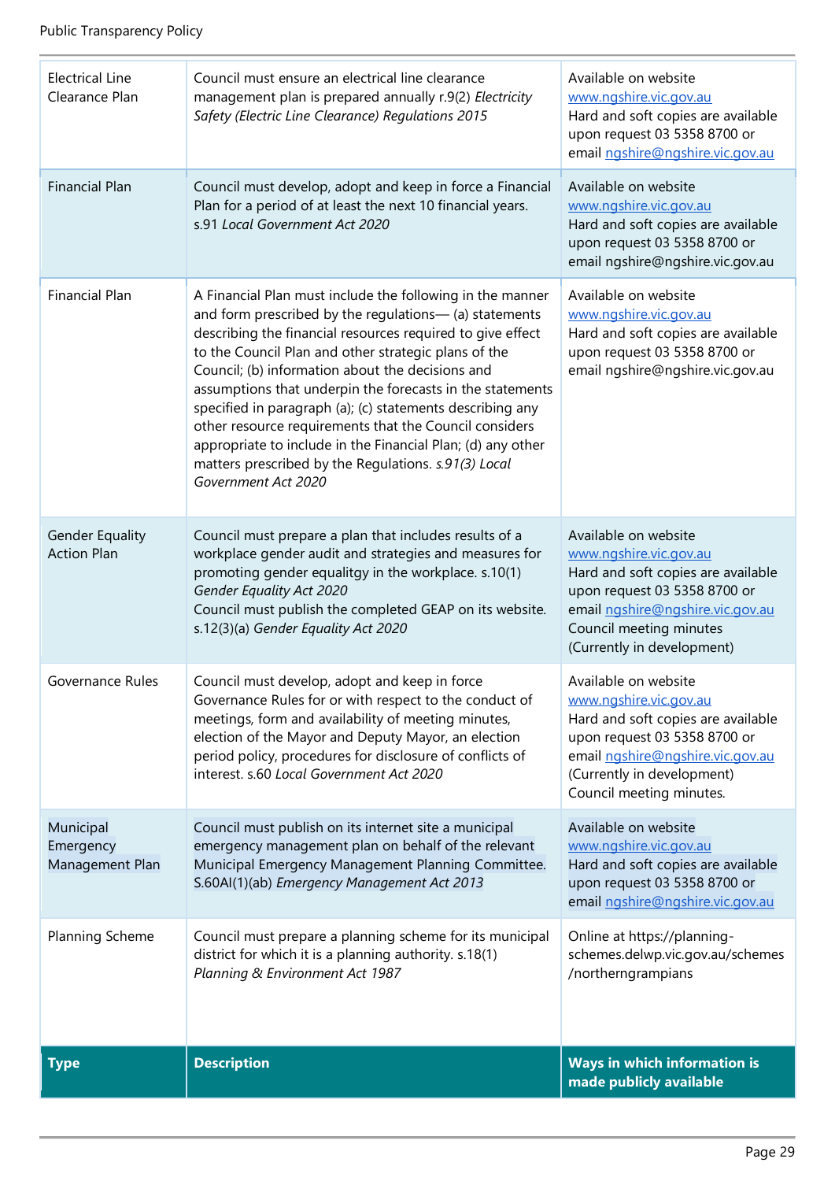| Type | Description | Ways in which information is made publicly available |
|---|---|---|
| Electrical Line Clearance Plan | Council must ensure an electrical line clearance management plan is prepared annually r.9(2) *Electricity Safety (Electric Line Clearance) Regulations 2015* | Available on website www.ngshire.vic.gov.au Hard and soft copies are available upon request 03 5358 8700 or email ngshire@ngshire.vic.gov.au |
| Financial Plan | Council must develop, adopt and keep in force a Financial Plan for a period of at least the next 10 financial years. s.91 *Local Government Act 2020* | Available on website www.ngshire.vic.gov.au Hard and soft copies are available upon request 03 5358 8700 or email ngshire@ngshire.vic.gov.au |
| Financial Plan | A Financial Plan must include the following in the manner and form prescribed by the regulations— (a) statements describing the financial resources required to give effect to the Council Plan and other strategic plans of the Council; (b) information about the decisions and assumptions that underpin the forecasts in the statements specified in paragraph (a); (c) statements describing any other resource requirements that the Council considers appropriate to include in the Financial Plan; (d) any other matters prescribed by the Regulations. *s.91(3) Local Government Act 2020* | Available on website www.ngshire.vic.gov.au Hard and soft copies are available upon request 03 5358 8700 or email ngshire@ngshire.vic.gov.au |
| Gender Equality Action Plan | Council must prepare a plan that includes results of a workplace gender audit and strategies and measures for promoting gender equaltgy in the workplace. s.10(1) *Gender Equality Act 2020* Council must publish the completed GEAP on its website. s.12(3)(a) *Gender Equality Act 2020* | Available on website www.ngshire.vic.gov.au Hard and soft copies are available upon request 03 5358 8700 or email ngshire@ngshire.vic.gov.au Council meeting minutes (Currently in development) |
| Governance Rules | Council must develop, adopt and keep in force Governance Rules for or with respect to the conduct of meetings, form and availability of meeting minutes, election of the Mayor and Deputy Mayor, an election period policy, procedures for disclosure of conflicts of interest. s.60 *Local Government Act 2020* | Available on website www.ngshire.vic.gov.au Hard and soft copies are available upon request 03 5358 8700 or email ngshire@ngshire.vic.gov.au (Currently in development) Council meeting minutes. |
| Municipal Emergency Management Plan | Council must publish on its internet site a municipal emergency management plan on behalf of the relevant Municipal Emergency Management Planning Committee. S.60AI(1)(ab) *Emergency Management Act 2013* | Available on website www.ngshire.vic.gov.au Hard and soft copies are available upon request 03 5358 8700 or email ngshire@ngshire.vic.gov.au |
| Planning Scheme | Council must prepare a planning scheme for its municipal district for which it is a planning authority. s.18(1) *Planning & Environment Act 1987* | Online at https://planning-schemes.delwp.vic.gov.au/schemes/northerngrampians |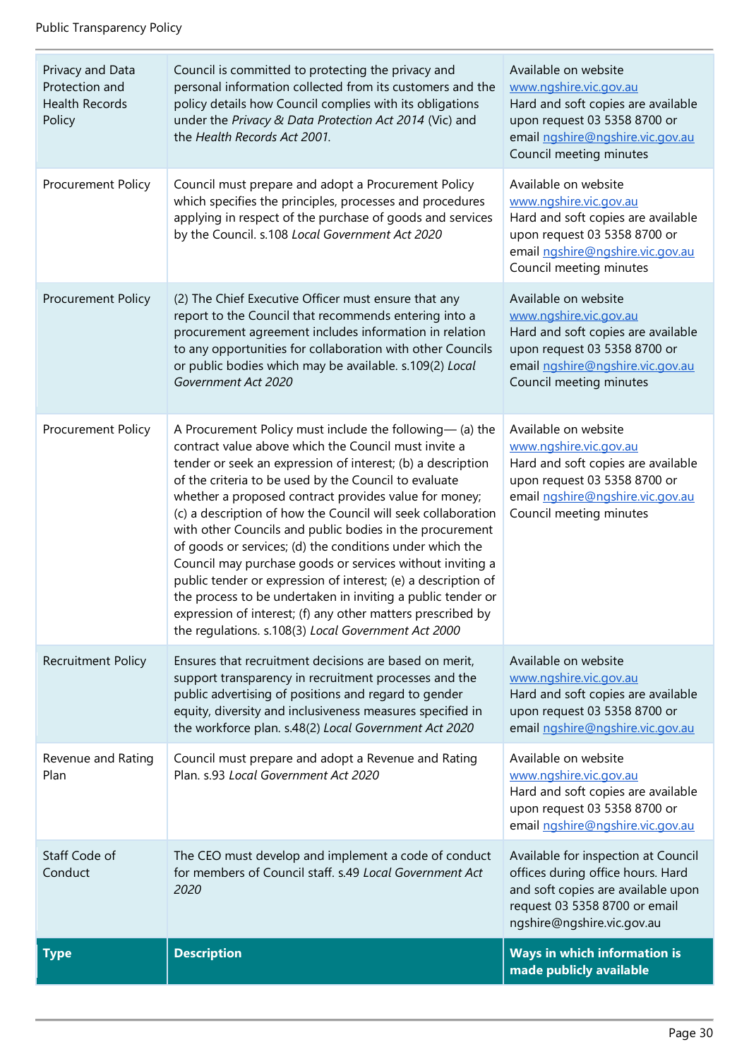| Privacy and Data Protection and Health Records Policy | Council is committed to protecting the privacy and personal information collected from its customers and the policy details how Council complies with its obligations under the *Privacy & Data Protection Act 2014* (Vic) and the *Health Records Act 2001.* | Available on website www.ngshire.vic.gov.au Hard and soft copies are available upon request 03 5358 8700 or email ngshire@ngshire.vic.gov.au Council meeting minutes |
|---|---|---|
| Procurement Policy | Council must prepare and adopt a Procurement Policy which specifies the principles, processes and procedures applying in respect of the purchase of goods and services by the Council. s.108 *Local Government Act 2020* | Available on website www.ngshire.vic.gov.au Hard and soft copies are available upon request 03 5358 8700 or email ngshire@ngshire.vic.gov.au Council meeting minutes |
| Procurement Policy | (2) The Chief Executive Officer must ensure that any report to the Council that recommends entering into a procurement agreement includes information in relation to any opportunities for collaboration with other Councils or public bodies which may be available. s.109(2) *Local Government Act 2020* | Available on website www.ngshire.vic.gov.au Hard and soft copies are available upon request 03 5358 8700 or email ngshire@ngshire.vic.gov.au Council meeting minutes |
| Procurement Policy | A Procurement Policy must include the following— (a) the contract value above which the Council must invite a tender or seek an expression of interest; (b) a description of the criteria to be used by the Council to evaluate whether a proposed contract provides value for money; (c) a description of how the Council will seek collaboration with other Councils and public bodies in the procurement of goods or services; (d) the conditions under which the Council may purchase goods or services without inviting a public tender or expression of interest; (e) a description of the process to be undertaken in inviting a public tender or expression of interest; (f) any other matters prescribed by the regulations. s.108(3) *Local Government Act 2000* | Available on website www.ngshire.vic.gov.au Hard and soft copies are available upon request 03 5358 8700 or email ngshire@ngshire.vic.gov.au Council meeting minutes |
| Recruitment Policy | Ensures that recruitment decisions are based on merit, support transparency in recruitment processes and the public advertising of positions and regard to gender equity, diversity and inclusiveness measures specified in the workforce plan. s.48(2) *Local Government Act 2020* | Available on website www.ngshire.vic.gov.au Hard and soft copies are available upon request 03 5358 8700 or email ngshire@ngshire.vic.gov.au |
| Revenue and Rating Plan | Council must prepare and adopt a Revenue and Rating Plan. s.93 *Local Government Act 2020* | Available on website www.ngshire.vic.gov.au Hard and soft copies are available upon request 03 5358 8700 or email ngshire@ngshire.vic.gov.au |
| Staff Code of Conduct | The CEO must develop and implement a code of conduct for members of Council staff. s.49 *Local Government Act 2020* | Available for inspection at Council offices during office hours. Hard and soft copies are available upon request 03 5358 8700 or email ngshire@ngshire.vic.gov.au |
| **Type** | **Description** | **Ways in which information is made publicly available** |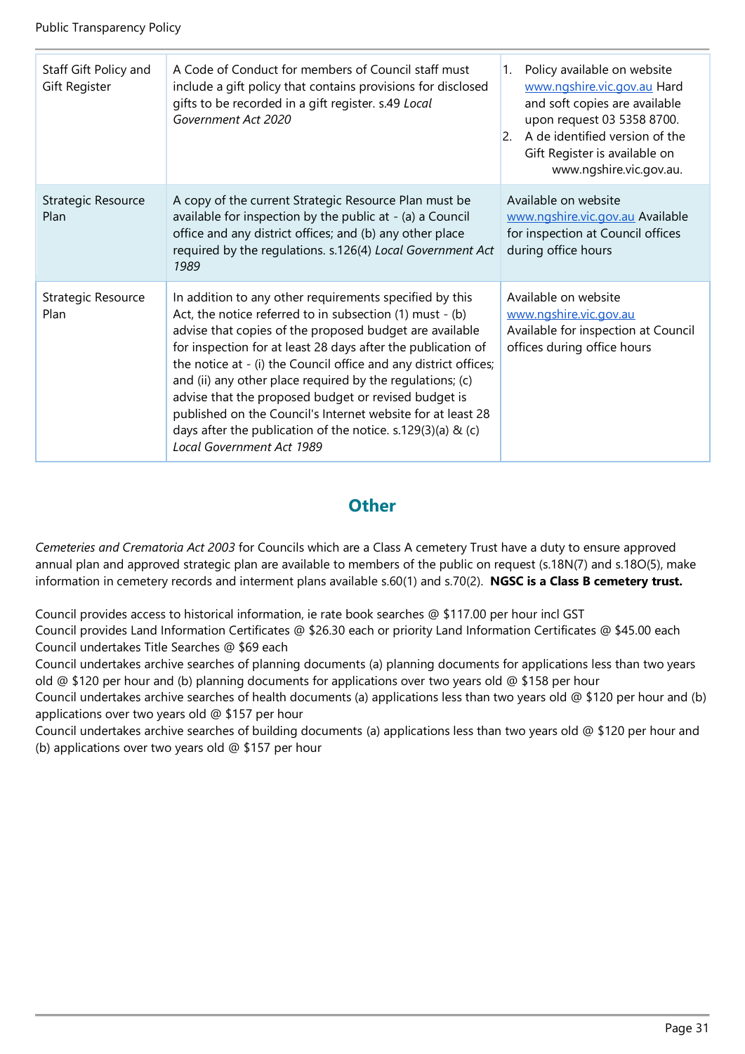| | | |
|---|---|---|
| Staff Gift Policy and Gift Register | A Code of Conduct for members of Council staff must include a gift policy that contains provisions for disclosed gifts to be recorded in a gift register. s.49 *Local Government Act 2020* | 1. Policy available on website www.ngshire.vic.gov.au Hard and soft copies are available upon request 03 5358 8700.<br>2. A de identified version of the Gift Register is available on www.ngshire.vic.gov.au. |
| Strategic Resource Plan | A copy of the current Strategic Resource Plan must be available for inspection by the public at - (a) a Council office and any district offices; and (b) any other place required by the regulations. s.126(4) *Local Government Act 1989* | Available on website www.ngshire.vic.gov.au Available for inspection at Council offices during office hours |
| Strategic Resource Plan | In addition to any other requirements specified by this Act, the notice referred to in subsection (1) must - (b) advise that copies of the proposed budget are available for inspection for at least 28 days after the publication of the notice at - (i) the Council office and any district offices; and (ii) any other place required by the regulations; (c) advise that the proposed budget or revised budget is published on the Council's Internet website for at least 28 days after the publication of the notice. s.129(3)(a) & (c) *Local Government Act 1989* | Available on website www.ngshire.vic.gov.au Available for inspection at Council offices during office hours |

## Other

*Cemeteries and Crematoria Act 2003* for Councils which are a Class A cemetery Trust have a duty to ensure approved annual plan and approved strategic plan are available to members of the public on request (s.18N(7) and s.18O(5), make information in cemetery records and interment plans available s.60(1) and s.70(2). **NGSC is a Class B cemetery trust.**

Council provides access to historical information, ie rate book searches @ $117.00 per hour incl GST
Council provides Land Information Certificates @ $26.30 each or priority Land Information Certificates @ $45.00 each
Council undertakes Title Searches @ $69 each
Council undertakes archive searches of planning documents (a) planning documents for applications less than two years old @ $120 per hour and (b) planning documents for applications over two years old @ $158 per hour
Council undertakes archive searches of health documents (a) applications less than two years old @ $120 per hour and (b) applications over two years old @ $157 per hour
Council undertakes archive searches of building documents (a) applications less than two years old @ $120 per hour and (b) applications over two years old @ $157 per hour